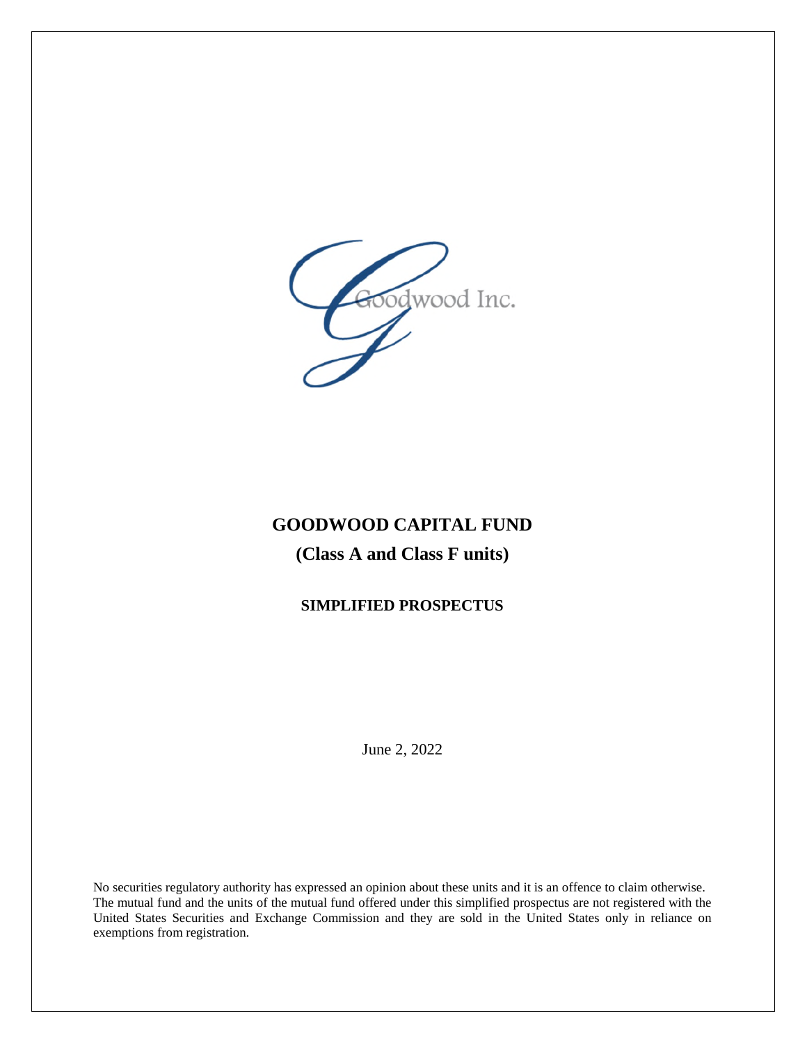Goodwood Inc.

# GOODWOOD CAPITAL FUND

## (Class A and Class F units)

### SIMPLIFIED PROSPECTUS

June 2, 2022

No securities regulatory authority has expressed an opinion about these units and it is an offence to claim otherwise. The mutual fund and the units of the mutual fund offered under this simplified prospectus are not registered with the United States Securities and Exchange Commission and they are sold in the United States only in reliance on exemptions from registration.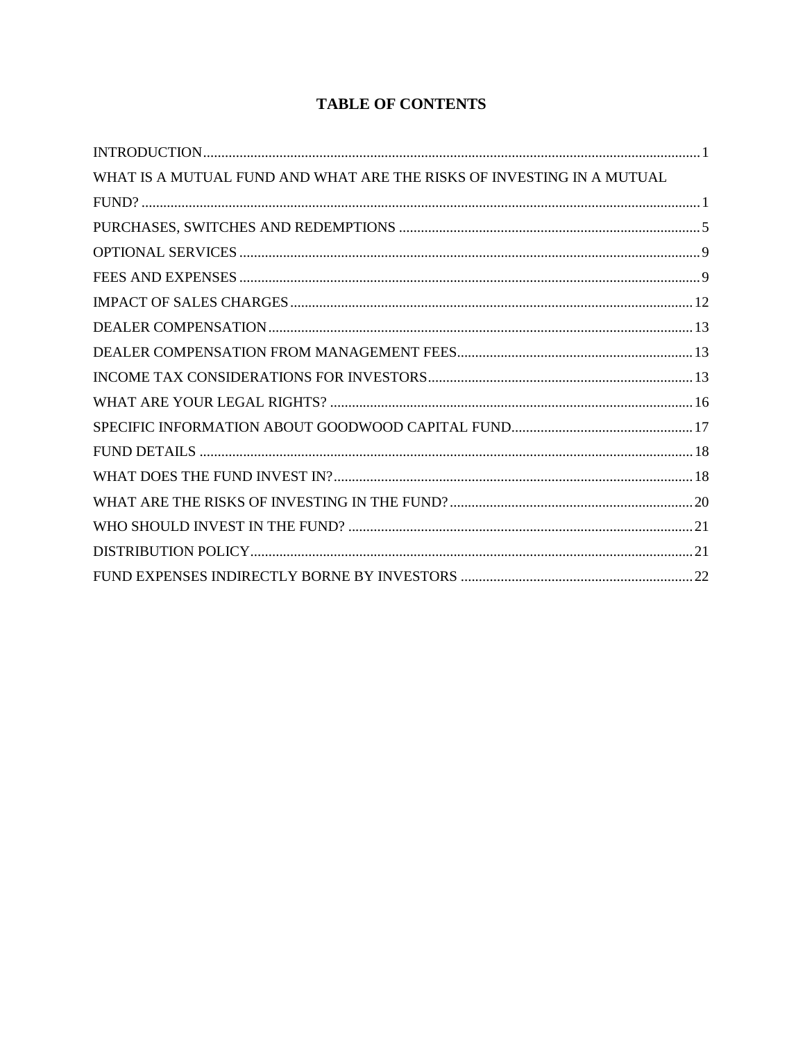# TABLE OF CONTENTS

INTRODUCTION .......... 1

WHAT IS A MUTUAL FUND AND WHAT ARE THE RISKS OF INVESTING IN A MUTUAL FUND? .......... 1

PURCHASES, SWITCHES AND REDEMPTIONS .......... 5

OPTIONAL SERVICES .......... 9

FEES AND EXPENSES .......... 9

IMPACT OF SALES CHARGES .......... 12

DEALER COMPENSATION .......... 13

DEALER COMPENSATION FROM MANAGEMENT FEES .......... 13

INCOME TAX CONSIDERATIONS FOR INVESTORS .......... 13

WHAT ARE YOUR LEGAL RIGHTS? .......... 16

SPECIFIC INFORMATION ABOUT GOODWOOD CAPITAL FUND .......... 17

FUND DETAILS .......... 18

WHAT DOES THE FUND INVEST IN? .......... 18

WHAT ARE THE RISKS OF INVESTING IN THE FUND? .......... 20

WHO SHOULD INVEST IN THE FUND? .......... 21

DISTRIBUTION POLICY .......... 21

FUND EXPENSES INDIRECTLY BORNE BY INVESTORS .......... 22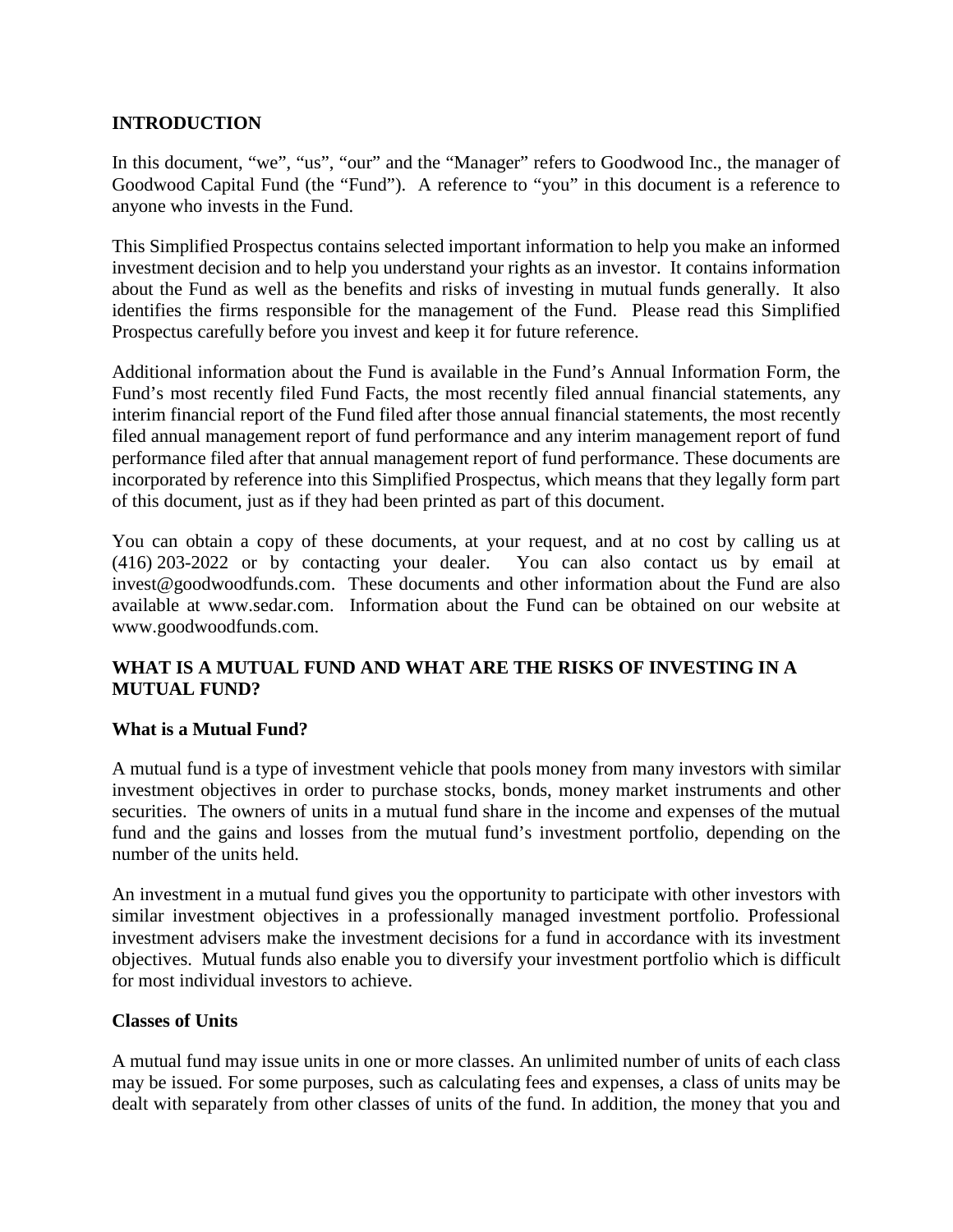## INTRODUCTION

In this document, "we", "us", "our" and the "Manager" refers to Goodwood Inc., the manager of Goodwood Capital Fund (the "Fund"). A reference to "you" in this document is a reference to anyone who invests in the Fund.

This Simplified Prospectus contains selected important information to help you make an informed investment decision and to help you understand your rights as an investor. It contains information about the Fund as well as the benefits and risks of investing in mutual funds generally. It also identifies the firms responsible for the management of the Fund. Please read this Simplified Prospectus carefully before you invest and keep it for future reference.

Additional information about the Fund is available in the Fund's Annual Information Form, the Fund's most recently filed Fund Facts, the most recently filed annual financial statements, any interim financial report of the Fund filed after those annual financial statements, the most recently filed annual management report of fund performance and any interim management report of fund performance filed after that annual management report of fund performance. These documents are incorporated by reference into this Simplified Prospectus, which means that they legally form part of this document, just as if they had been printed as part of this document.

You can obtain a copy of these documents, at your request, and at no cost by calling us at (416) 203-2022 or by contacting your dealer. You can also contact us by email at invest@goodwoodfunds.com. These documents and other information about the Fund are also available at www.sedar.com. Information about the Fund can be obtained on our website at www.goodwoodfunds.com.

## WHAT IS A MUTUAL FUND AND WHAT ARE THE RISKS OF INVESTING IN A MUTUAL FUND?

### What is a Mutual Fund?

A mutual fund is a type of investment vehicle that pools money from many investors with similar investment objectives in order to purchase stocks, bonds, money market instruments and other securities. The owners of units in a mutual fund share in the income and expenses of the mutual fund and the gains and losses from the mutual fund's investment portfolio, depending on the number of the units held.

An investment in a mutual fund gives you the opportunity to participate with other investors with similar investment objectives in a professionally managed investment portfolio. Professional investment advisers make the investment decisions for a fund in accordance with its investment objectives. Mutual funds also enable you to diversify your investment portfolio which is difficult for most individual investors to achieve.

### Classes of Units

A mutual fund may issue units in one or more classes. An unlimited number of units of each class may be issued. For some purposes, such as calculating fees and expenses, a class of units may be dealt with separately from other classes of units of the fund. In addition, the money that you and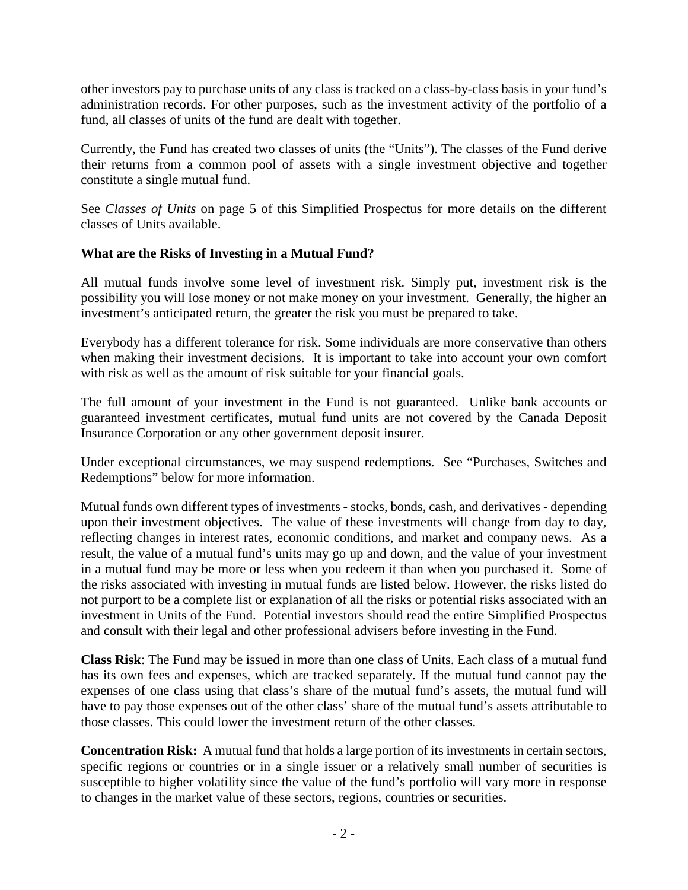other investors pay to purchase units of any class is tracked on a class-by-class basis in your fund's administration records. For other purposes, such as the investment activity of the portfolio of a fund, all classes of units of the fund are dealt with together.

Currently, the Fund has created two classes of units (the "Units"). The classes of the Fund derive their returns from a common pool of assets with a single investment objective and together constitute a single mutual fund.

See *Classes of Units* on page 5 of this Simplified Prospectus for more details on the different classes of Units available.

### What are the Risks of Investing in a Mutual Fund?

All mutual funds involve some level of investment risk. Simply put, investment risk is the possibility you will lose money or not make money on your investment. Generally, the higher an investment's anticipated return, the greater the risk you must be prepared to take.

Everybody has a different tolerance for risk. Some individuals are more conservative than others when making their investment decisions. It is important to take into account your own comfort with risk as well as the amount of risk suitable for your financial goals.

The full amount of your investment in the Fund is not guaranteed. Unlike bank accounts or guaranteed investment certificates, mutual fund units are not covered by the Canada Deposit Insurance Corporation or any other government deposit insurer.

Under exceptional circumstances, we may suspend redemptions. See "Purchases, Switches and Redemptions" below for more information.

Mutual funds own different types of investments - stocks, bonds, cash, and derivatives - depending upon their investment objectives. The value of these investments will change from day to day, reflecting changes in interest rates, economic conditions, and market and company news. As a result, the value of a mutual fund's units may go up and down, and the value of your investment in a mutual fund may be more or less when you redeem it than when you purchased it. Some of the risks associated with investing in mutual funds are listed below. However, the risks listed do not purport to be a complete list or explanation of all the risks or potential risks associated with an investment in Units of the Fund. Potential investors should read the entire Simplified Prospectus and consult with their legal and other professional advisers before investing in the Fund.

**Class Risk**: The Fund may be issued in more than one class of Units. Each class of a mutual fund has its own fees and expenses, which are tracked separately. If the mutual fund cannot pay the expenses of one class using that class's share of the mutual fund's assets, the mutual fund will have to pay those expenses out of the other class' share of the mutual fund's assets attributable to those classes. This could lower the investment return of the other classes.

**Concentration Risk:** A mutual fund that holds a large portion of its investments in certain sectors, specific regions or countries or in a single issuer or a relatively small number of securities is susceptible to higher volatility since the value of the fund's portfolio will vary more in response to changes in the market value of these sectors, regions, countries or securities.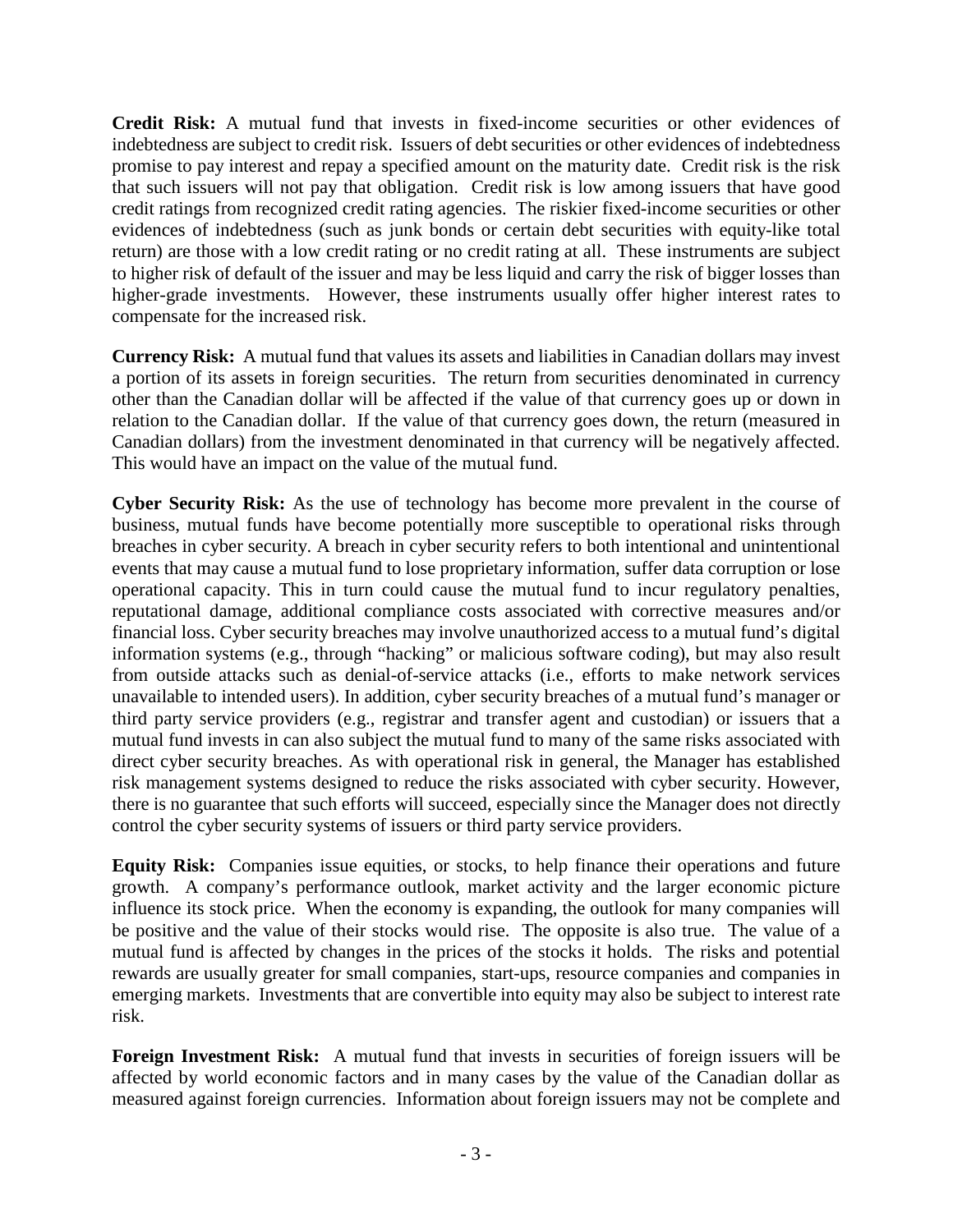**Credit Risk:** A mutual fund that invests in fixed-income securities or other evidences of indebtedness are subject to credit risk. Issuers of debt securities or other evidences of indebtedness promise to pay interest and repay a specified amount on the maturity date. Credit risk is the risk that such issuers will not pay that obligation. Credit risk is low among issuers that have good credit ratings from recognized credit rating agencies. The riskier fixed-income securities or other evidences of indebtedness (such as junk bonds or certain debt securities with equity-like total return) are those with a low credit rating or no credit rating at all. These instruments are subject to higher risk of default of the issuer and may be less liquid and carry the risk of bigger losses than higher-grade investments. However, these instruments usually offer higher interest rates to compensate for the increased risk.

**Currency Risk:** A mutual fund that values its assets and liabilities in Canadian dollars may invest a portion of its assets in foreign securities. The return from securities denominated in currency other than the Canadian dollar will be affected if the value of that currency goes up or down in relation to the Canadian dollar. If the value of that currency goes down, the return (measured in Canadian dollars) from the investment denominated in that currency will be negatively affected. This would have an impact on the value of the mutual fund.

**Cyber Security Risk:** As the use of technology has become more prevalent in the course of business, mutual funds have become potentially more susceptible to operational risks through breaches in cyber security. A breach in cyber security refers to both intentional and unintentional events that may cause a mutual fund to lose proprietary information, suffer data corruption or lose operational capacity. This in turn could cause the mutual fund to incur regulatory penalties, reputational damage, additional compliance costs associated with corrective measures and/or financial loss. Cyber security breaches may involve unauthorized access to a mutual fund's digital information systems (e.g., through "hacking" or malicious software coding), but may also result from outside attacks such as denial-of-service attacks (i.e., efforts to make network services unavailable to intended users). In addition, cyber security breaches of a mutual fund's manager or third party service providers (e.g., registrar and transfer agent and custodian) or issuers that a mutual fund invests in can also subject the mutual fund to many of the same risks associated with direct cyber security breaches. As with operational risk in general, the Manager has established risk management systems designed to reduce the risks associated with cyber security. However, there is no guarantee that such efforts will succeed, especially since the Manager does not directly control the cyber security systems of issuers or third party service providers.

**Equity Risk:** Companies issue equities, or stocks, to help finance their operations and future growth. A company's performance outlook, market activity and the larger economic picture influence its stock price. When the economy is expanding, the outlook for many companies will be positive and the value of their stocks would rise. The opposite is also true. The value of a mutual fund is affected by changes in the prices of the stocks it holds. The risks and potential rewards are usually greater for small companies, start-ups, resource companies and companies in emerging markets. Investments that are convertible into equity may also be subject to interest rate risk.

**Foreign Investment Risk:** A mutual fund that invests in securities of foreign issuers will be affected by world economic factors and in many cases by the value of the Canadian dollar as measured against foreign currencies. Information about foreign issuers may not be complete and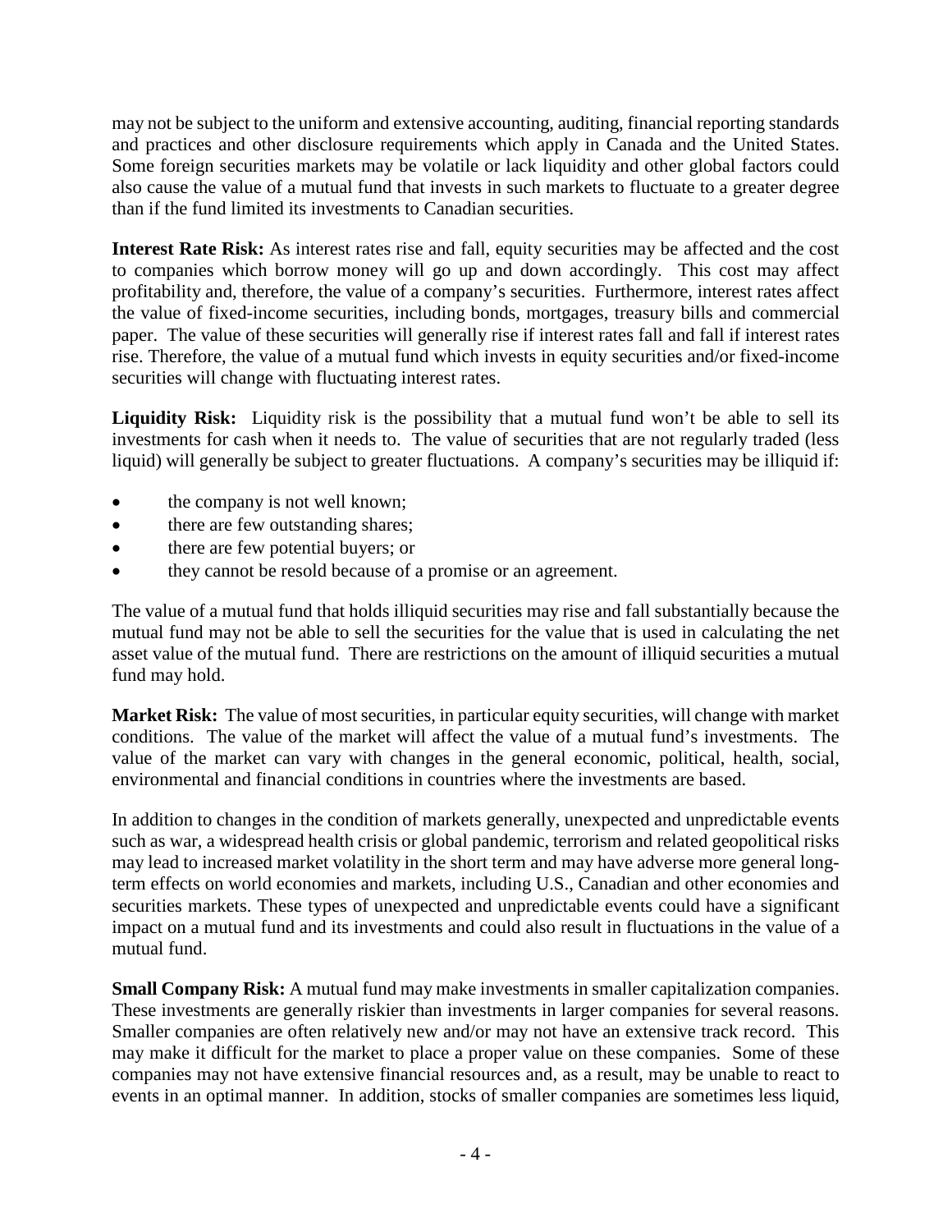may not be subject to the uniform and extensive accounting, auditing, financial reporting standards and practices and other disclosure requirements which apply in Canada and the United States. Some foreign securities markets may be volatile or lack liquidity and other global factors could also cause the value of a mutual fund that invests in such markets to fluctuate to a greater degree than if the fund limited its investments to Canadian securities.

**Interest Rate Risk:** As interest rates rise and fall, equity securities may be affected and the cost to companies which borrow money will go up and down accordingly. This cost may affect profitability and, therefore, the value of a company's securities. Furthermore, interest rates affect the value of fixed-income securities, including bonds, mortgages, treasury bills and commercial paper. The value of these securities will generally rise if interest rates fall and fall if interest rates rise. Therefore, the value of a mutual fund which invests in equity securities and/or fixed-income securities will change with fluctuating interest rates.

**Liquidity Risk:** Liquidity risk is the possibility that a mutual fund won't be able to sell its investments for cash when it needs to. The value of securities that are not regularly traded (less liquid) will generally be subject to greater fluctuations. A company's securities may be illiquid if:

- the company is not well known;
- there are few outstanding shares;
- there are few potential buyers; or
- they cannot be resold because of a promise or an agreement.

The value of a mutual fund that holds illiquid securities may rise and fall substantially because the mutual fund may not be able to sell the securities for the value that is used in calculating the net asset value of the mutual fund. There are restrictions on the amount of illiquid securities a mutual fund may hold.

**Market Risk:** The value of most securities, in particular equity securities, will change with market conditions. The value of the market will affect the value of a mutual fund's investments. The value of the market can vary with changes in the general economic, political, health, social, environmental and financial conditions in countries where the investments are based.

In addition to changes in the condition of markets generally, unexpected and unpredictable events such as war, a widespread health crisis or global pandemic, terrorism and related geopolitical risks may lead to increased market volatility in the short term and may have adverse more general long-term effects on world economies and markets, including U.S., Canadian and other economies and securities markets. These types of unexpected and unpredictable events could have a significant impact on a mutual fund and its investments and could also result in fluctuations in the value of a mutual fund.

**Small Company Risk:** A mutual fund may make investments in smaller capitalization companies. These investments are generally riskier than investments in larger companies for several reasons. Smaller companies are often relatively new and/or may not have an extensive track record. This may make it difficult for the market to place a proper value on these companies. Some of these companies may not have extensive financial resources and, as a result, may be unable to react to events in an optimal manner. In addition, stocks of smaller companies are sometimes less liquid,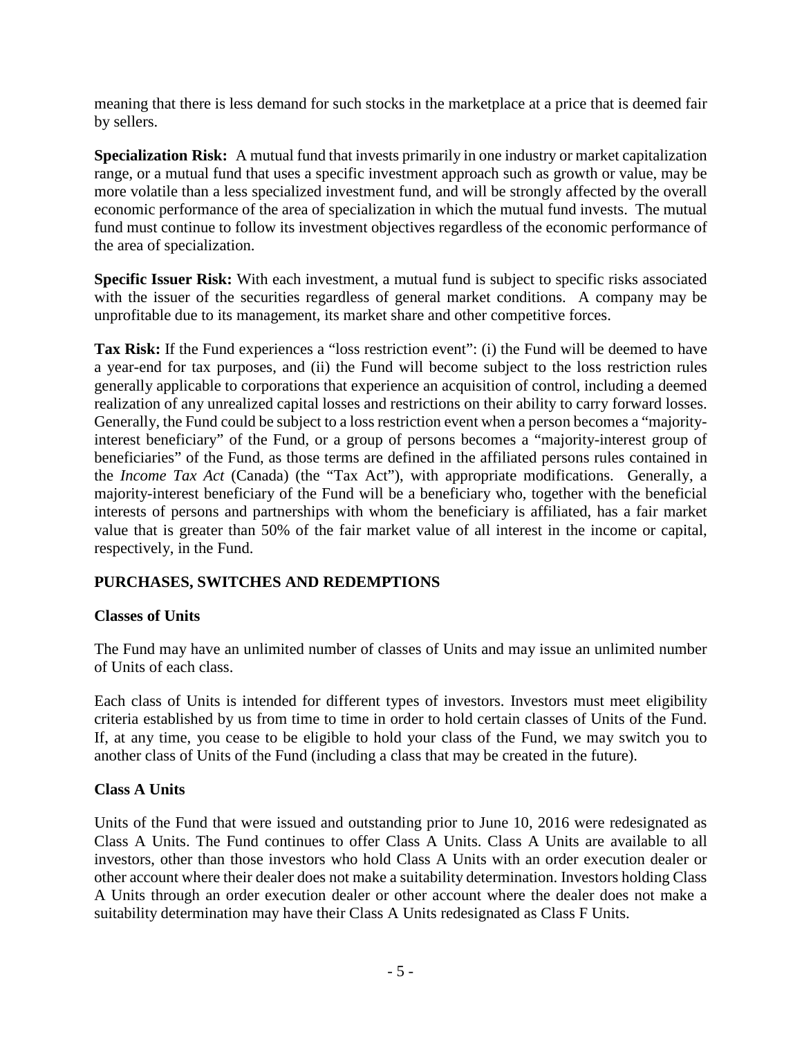meaning that there is less demand for such stocks in the marketplace at a price that is deemed fair by sellers.

**Specialization Risk:** A mutual fund that invests primarily in one industry or market capitalization range, or a mutual fund that uses a specific investment approach such as growth or value, may be more volatile than a less specialized investment fund, and will be strongly affected by the overall economic performance of the area of specialization in which the mutual fund invests. The mutual fund must continue to follow its investment objectives regardless of the economic performance of the area of specialization.

**Specific Issuer Risk:** With each investment, a mutual fund is subject to specific risks associated with the issuer of the securities regardless of general market conditions. A company may be unprofitable due to its management, its market share and other competitive forces.

**Tax Risk:** If the Fund experiences a "loss restriction event": (i) the Fund will be deemed to have a year-end for tax purposes, and (ii) the Fund will become subject to the loss restriction rules generally applicable to corporations that experience an acquisition of control, including a deemed realization of any unrealized capital losses and restrictions on their ability to carry forward losses. Generally, the Fund could be subject to a loss restriction event when a person becomes a "majority-interest beneficiary" of the Fund, or a group of persons becomes a "majority-interest group of beneficiaries" of the Fund, as those terms are defined in the affiliated persons rules contained in the *Income Tax Act* (Canada) (the "Tax Act"), with appropriate modifications. Generally, a majority-interest beneficiary of the Fund will be a beneficiary who, together with the beneficial interests of persons and partnerships with whom the beneficiary is affiliated, has a fair market value that is greater than 50% of the fair market value of all interest in the income or capital, respectively, in the Fund.

## PURCHASES, SWITCHES AND REDEMPTIONS

### Classes of Units

The Fund may have an unlimited number of classes of Units and may issue an unlimited number of Units of each class.

Each class of Units is intended for different types of investors. Investors must meet eligibility criteria established by us from time to time in order to hold certain classes of Units of the Fund. If, at any time, you cease to be eligible to hold your class of the Fund, we may switch you to another class of Units of the Fund (including a class that may be created in the future).

### Class A Units

Units of the Fund that were issued and outstanding prior to June 10, 2016 were redesignated as Class A Units. The Fund continues to offer Class A Units. Class A Units are available to all investors, other than those investors who hold Class A Units with an order execution dealer or other account where their dealer does not make a suitability determination. Investors holding Class A Units through an order execution dealer or other account where the dealer does not make a suitability determination may have their Class A Units redesignated as Class F Units.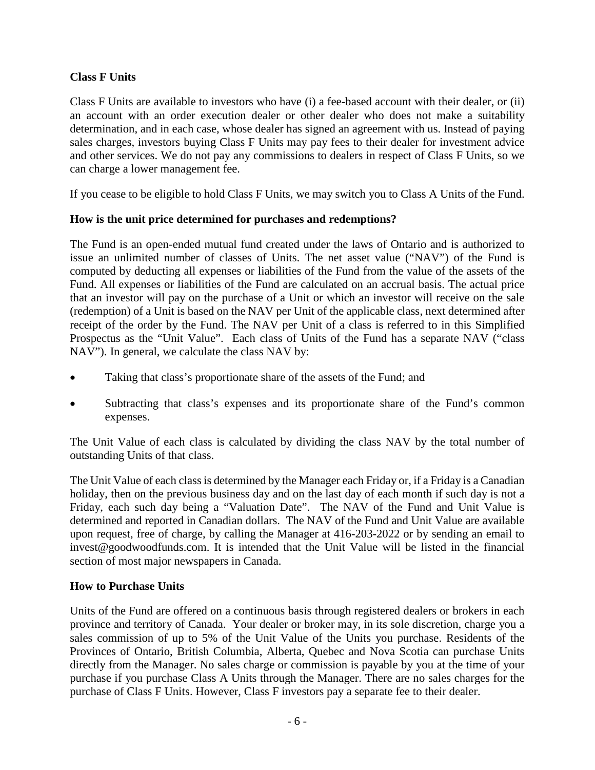**Class F Units**

Class F Units are available to investors who have (i) a fee-based account with their dealer, or (ii) an account with an order execution dealer or other dealer who does not make a suitability determination, and in each case, whose dealer has signed an agreement with us. Instead of paying sales charges, investors buying Class F Units may pay fees to their dealer for investment advice and other services. We do not pay any commissions to dealers in respect of Class F Units, so we can charge a lower management fee.

If you cease to be eligible to hold Class F Units, we may switch you to Class A Units of the Fund.

**How is the unit price determined for purchases and redemptions?**

The Fund is an open-ended mutual fund created under the laws of Ontario and is authorized to issue an unlimited number of classes of Units. The net asset value ("NAV") of the Fund is computed by deducting all expenses or liabilities of the Fund from the value of the assets of the Fund. All expenses or liabilities of the Fund are calculated on an accrual basis. The actual price that an investor will pay on the purchase of a Unit or which an investor will receive on the sale (redemption) of a Unit is based on the NAV per Unit of the applicable class, next determined after receipt of the order by the Fund. The NAV per Unit of a class is referred to in this Simplified Prospectus as the "Unit Value". Each class of Units of the Fund has a separate NAV ("class NAV"). In general, we calculate the class NAV by:

- Taking that class's proportionate share of the assets of the Fund; and
- Subtracting that class's expenses and its proportionate share of the Fund's common expenses.

The Unit Value of each class is calculated by dividing the class NAV by the total number of outstanding Units of that class.

The Unit Value of each class is determined by the Manager each Friday or, if a Friday is a Canadian holiday, then on the previous business day and on the last day of each month if such day is not a Friday, each such day being a "Valuation Date". The NAV of the Fund and Unit Value is determined and reported in Canadian dollars. The NAV of the Fund and Unit Value are available upon request, free of charge, by calling the Manager at 416-203-2022 or by sending an email to invest@goodwoodfunds.com. It is intended that the Unit Value will be listed in the financial section of most major newspapers in Canada.

**How to Purchase Units**

Units of the Fund are offered on a continuous basis through registered dealers or brokers in each province and territory of Canada. Your dealer or broker may, in its sole discretion, charge you a sales commission of up to 5% of the Unit Value of the Units you purchase. Residents of the Provinces of Ontario, British Columbia, Alberta, Quebec and Nova Scotia can purchase Units directly from the Manager. No sales charge or commission is payable by you at the time of your purchase if you purchase Class A Units through the Manager. There are no sales charges for the purchase of Class F Units. However, Class F investors pay a separate fee to their dealer.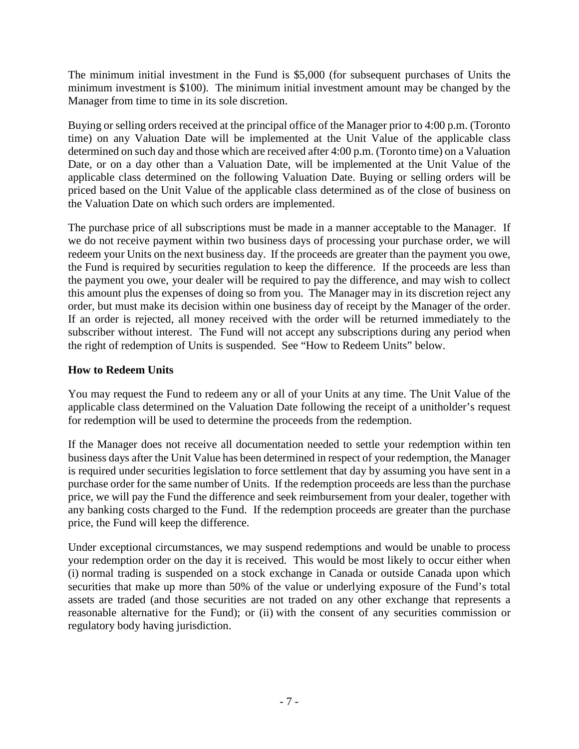The minimum initial investment in the Fund is $5,000 (for subsequent purchases of Units the minimum investment is $100). The minimum initial investment amount may be changed by the Manager from time to time in its sole discretion.

Buying or selling orders received at the principal office of the Manager prior to 4:00 p.m. (Toronto time) on any Valuation Date will be implemented at the Unit Value of the applicable class determined on such day and those which are received after 4:00 p.m. (Toronto time) on a Valuation Date, or on a day other than a Valuation Date, will be implemented at the Unit Value of the applicable class determined on the following Valuation Date. Buying or selling orders will be priced based on the Unit Value of the applicable class determined as of the close of business on the Valuation Date on which such orders are implemented.

The purchase price of all subscriptions must be made in a manner acceptable to the Manager. If we do not receive payment within two business days of processing your purchase order, we will redeem your Units on the next business day. If the proceeds are greater than the payment you owe, the Fund is required by securities regulation to keep the difference. If the proceeds are less than the payment you owe, your dealer will be required to pay the difference, and may wish to collect this amount plus the expenses of doing so from you. The Manager may in its discretion reject any order, but must make its decision within one business day of receipt by the Manager of the order. If an order is rejected, all money received with the order will be returned immediately to the subscriber without interest. The Fund will not accept any subscriptions during any period when the right of redemption of Units is suspended. See "How to Redeem Units" below.

**How to Redeem Units**

You may request the Fund to redeem any or all of your Units at any time. The Unit Value of the applicable class determined on the Valuation Date following the receipt of a unitholder's request for redemption will be used to determine the proceeds from the redemption.

If the Manager does not receive all documentation needed to settle your redemption within ten business days after the Unit Value has been determined in respect of your redemption, the Manager is required under securities legislation to force settlement that day by assuming you have sent in a purchase order for the same number of Units. If the redemption proceeds are less than the purchase price, we will pay the Fund the difference and seek reimbursement from your dealer, together with any banking costs charged to the Fund. If the redemption proceeds are greater than the purchase price, the Fund will keep the difference.

Under exceptional circumstances, we may suspend redemptions and would be unable to process your redemption order on the day it is received. This would be most likely to occur either when (i) normal trading is suspended on a stock exchange in Canada or outside Canada upon which securities that make up more than 50% of the value or underlying exposure of the Fund's total assets are traded (and those securities are not traded on any other exchange that represents a reasonable alternative for the Fund); or (ii) with the consent of any securities commission or regulatory body having jurisdiction.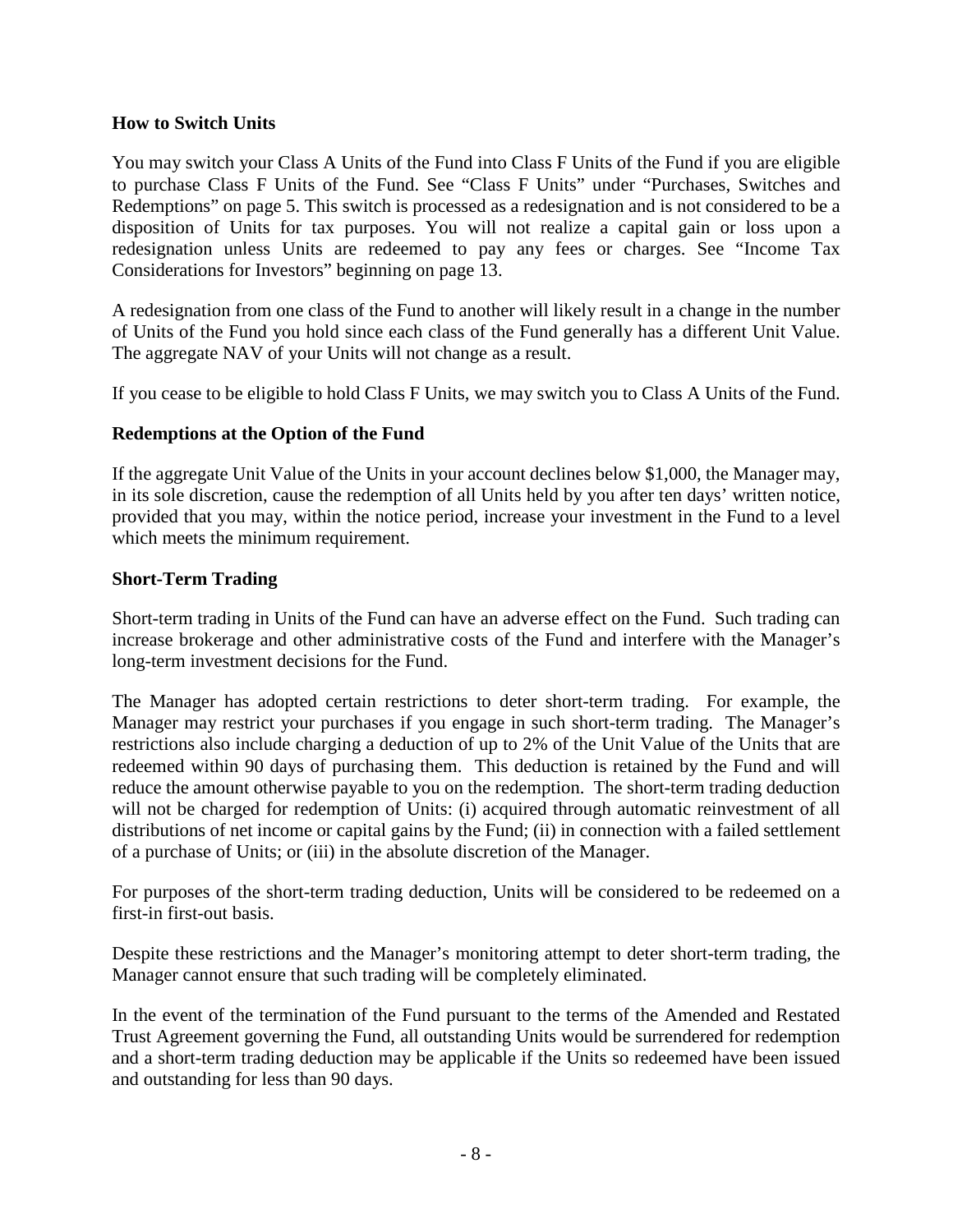### How to Switch Units

You may switch your Class A Units of the Fund into Class F Units of the Fund if you are eligible to purchase Class F Units of the Fund. See "Class F Units" under "Purchases, Switches and Redemptions" on page 5. This switch is processed as a redesignation and is not considered to be a disposition of Units for tax purposes. You will not realize a capital gain or loss upon a redesignation unless Units are redeemed to pay any fees or charges. See "Income Tax Considerations for Investors" beginning on page 13.

A redesignation from one class of the Fund to another will likely result in a change in the number of Units of the Fund you hold since each class of the Fund generally has a different Unit Value. The aggregate NAV of your Units will not change as a result.

If you cease to be eligible to hold Class F Units, we may switch you to Class A Units of the Fund.

### Redemptions at the Option of the Fund

If the aggregate Unit Value of the Units in your account declines below $1,000, the Manager may, in its sole discretion, cause the redemption of all Units held by you after ten days' written notice, provided that you may, within the notice period, increase your investment in the Fund to a level which meets the minimum requirement.

### Short-Term Trading

Short-term trading in Units of the Fund can have an adverse effect on the Fund. Such trading can increase brokerage and other administrative costs of the Fund and interfere with the Manager's long-term investment decisions for the Fund.

The Manager has adopted certain restrictions to deter short-term trading. For example, the Manager may restrict your purchases if you engage in such short-term trading. The Manager's restrictions also include charging a deduction of up to 2% of the Unit Value of the Units that are redeemed within 90 days of purchasing them. This deduction is retained by the Fund and will reduce the amount otherwise payable to you on the redemption. The short-term trading deduction will not be charged for redemption of Units: (i) acquired through automatic reinvestment of all distributions of net income or capital gains by the Fund; (ii) in connection with a failed settlement of a purchase of Units; or (iii) in the absolute discretion of the Manager.

For purposes of the short-term trading deduction, Units will be considered to be redeemed on a first-in first-out basis.

Despite these restrictions and the Manager's monitoring attempt to deter short-term trading, the Manager cannot ensure that such trading will be completely eliminated.

In the event of the termination of the Fund pursuant to the terms of the Amended and Restated Trust Agreement governing the Fund, all outstanding Units would be surrendered for redemption and a short-term trading deduction may be applicable if the Units so redeemed have been issued and outstanding for less than 90 days.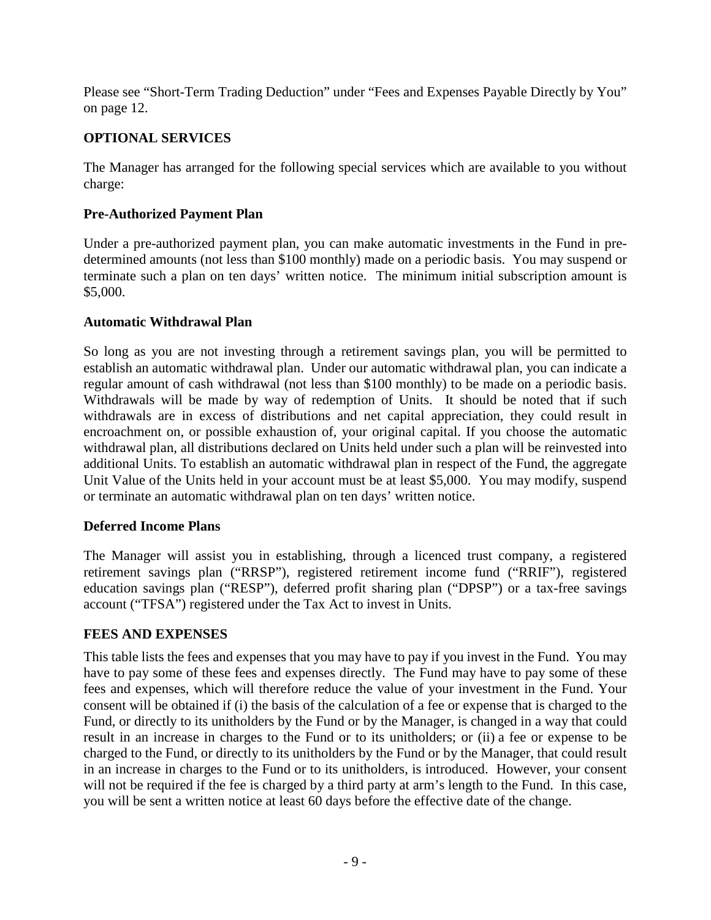Please see "Short-Term Trading Deduction" under "Fees and Expenses Payable Directly by You" on page 12.

## OPTIONAL SERVICES

The Manager has arranged for the following special services which are available to you without charge:

### Pre-Authorized Payment Plan

Under a pre-authorized payment plan, you can make automatic investments in the Fund in pre-determined amounts (not less than $100 monthly) made on a periodic basis. You may suspend or terminate such a plan on ten days' written notice. The minimum initial subscription amount is $5,000.

### Automatic Withdrawal Plan

So long as you are not investing through a retirement savings plan, you will be permitted to establish an automatic withdrawal plan. Under our automatic withdrawal plan, you can indicate a regular amount of cash withdrawal (not less than $100 monthly) to be made on a periodic basis. Withdrawals will be made by way of redemption of Units. It should be noted that if such withdrawals are in excess of distributions and net capital appreciation, they could result in encroachment on, or possible exhaustion of, your original capital. If you choose the automatic withdrawal plan, all distributions declared on Units held under such a plan will be reinvested into additional Units. To establish an automatic withdrawal plan in respect of the Fund, the aggregate Unit Value of the Units held in your account must be at least $5,000. You may modify, suspend or terminate an automatic withdrawal plan on ten days' written notice.

### Deferred Income Plans

The Manager will assist you in establishing, through a licenced trust company, a registered retirement savings plan ("RRSP"), registered retirement income fund ("RRIF"), registered education savings plan ("RESP"), deferred profit sharing plan ("DPSP") or a tax-free savings account ("TFSA") registered under the Tax Act to invest in Units.

## FEES AND EXPENSES

This table lists the fees and expenses that you may have to pay if you invest in the Fund. You may have to pay some of these fees and expenses directly. The Fund may have to pay some of these fees and expenses, which will therefore reduce the value of your investment in the Fund. Your consent will be obtained if (i) the basis of the calculation of a fee or expense that is charged to the Fund, or directly to its unitholders by the Fund or by the Manager, is changed in a way that could result in an increase in charges to the Fund or to its unitholders; or (ii) a fee or expense to be charged to the Fund, or directly to its unitholders by the Fund or by the Manager, that could result in an increase in charges to the Fund or to its unitholders, is introduced. However, your consent will not be required if the fee is charged by a third party at arm's length to the Fund. In this case, you will be sent a written notice at least 60 days before the effective date of the change.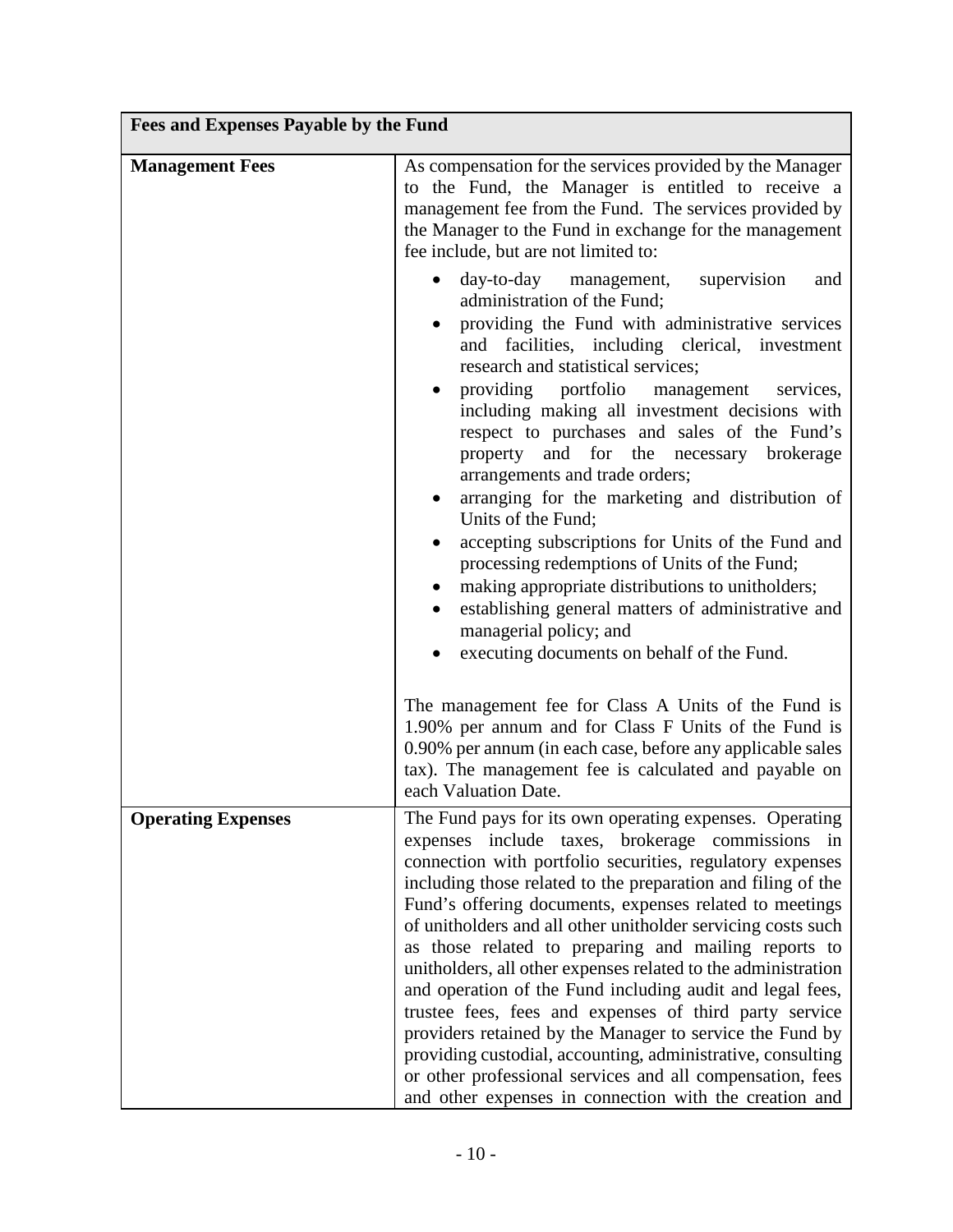| Fees and Expenses Payable by the Fund | |
|---|---|
| **Management Fees** | As compensation for the services provided by the Manager to the Fund, the Manager is entitled to receive a management fee from the Fund. The services provided by the Manager to the Fund in exchange for the management fee include, but are not limited to:<br><br>• day-to-day management, supervision and administration of the Fund;<br>• providing the Fund with administrative services and facilities, including clerical, investment research and statistical services;<br>• providing portfolio management services, including making all investment decisions with respect to purchases and sales of the Fund's property and for the necessary brokerage arrangements and trade orders;<br>• arranging for the marketing and distribution of Units of the Fund;<br>• accepting subscriptions for Units of the Fund and processing redemptions of Units of the Fund;<br>• making appropriate distributions to unitholders;<br>• establishing general matters of administrative and managerial policy; and<br>• executing documents on behalf of the Fund.<br><br>The management fee for Class A Units of the Fund is 1.90% per annum and for Class F Units of the Fund is 0.90% per annum (in each case, before any applicable sales tax). The management fee is calculated and payable on each Valuation Date. |
| **Operating Expenses** | The Fund pays for its own operating expenses. Operating expenses include taxes, brokerage commissions in connection with portfolio securities, regulatory expenses including those related to the preparation and filing of the Fund's offering documents, expenses related to meetings of unitholders and all other unitholder servicing costs such as those related to preparing and mailing reports to unitholders, all other expenses related to the administration and operation of the Fund including audit and legal fees, trustee fees, fees and expenses of third party service providers retained by the Manager to service the Fund by providing custodial, accounting, administrative, consulting or other professional services and all compensation, fees and other expenses in connection with the creation and |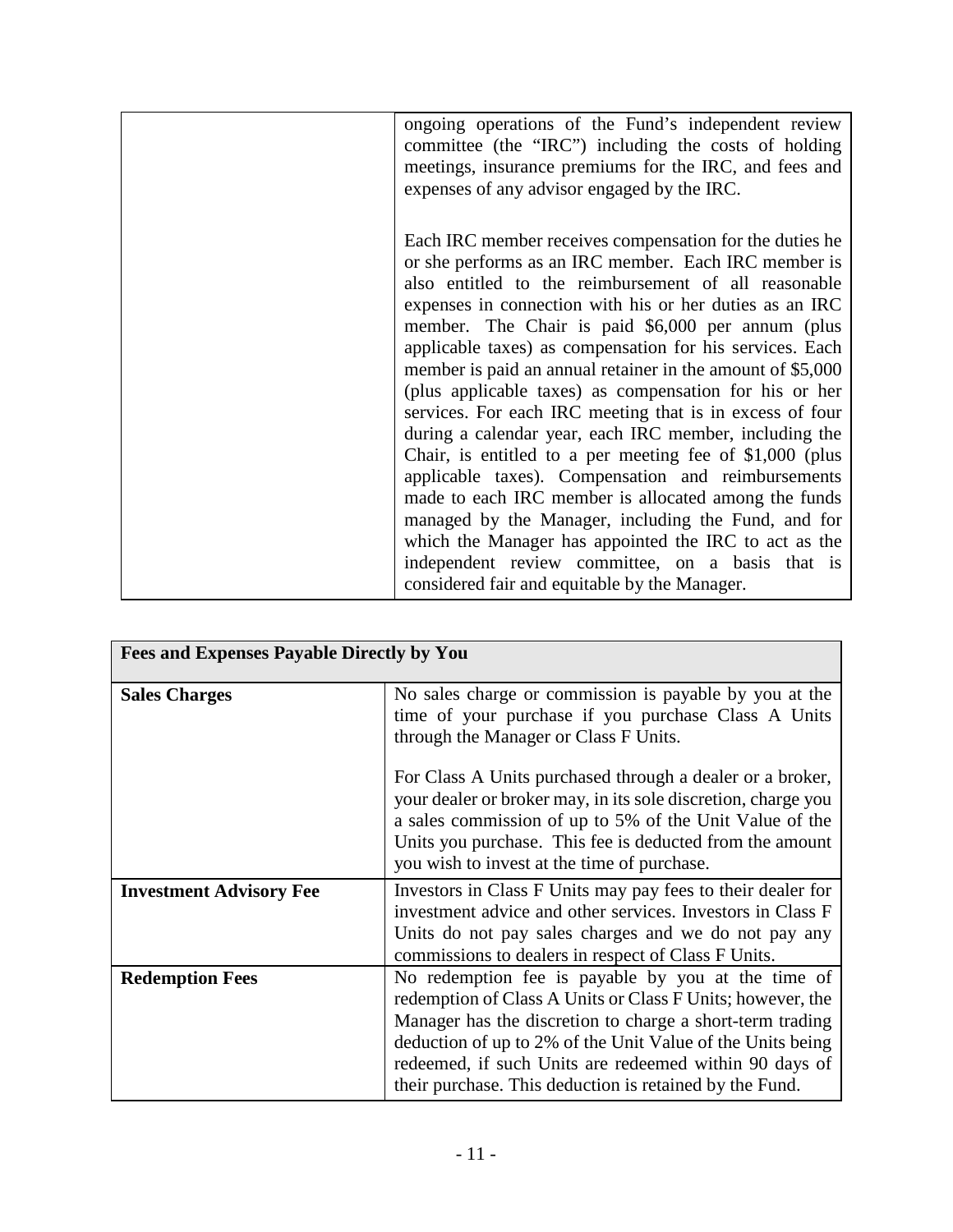|  | ongoing operations of the Fund's independent review committee (the "IRC") including the costs of holding meetings, insurance premiums for the IRC, and fees and expenses of any advisor engaged by the IRC.<br><br>Each IRC member receives compensation for the duties he or she performs as an IRC member. Each IRC member is also entitled to the reimbursement of all reasonable expenses in connection with his or her duties as an IRC member. The Chair is paid $6,000 per annum (plus applicable taxes) as compensation for his services. Each member is paid an annual retainer in the amount of $5,000 (plus applicable taxes) as compensation for his or her services. For each IRC meeting that is in excess of four during a calendar year, each IRC member, including the Chair, is entitled to a per meeting fee of $1,000 (plus applicable taxes). Compensation and reimbursements made to each IRC member is allocated among the funds managed by the Manager, including the Fund, and for which the Manager has appointed the IRC to act as the independent review committee, on a basis that is considered fair and equitable by the Manager. |
|---|---|

| **Fees and Expenses Payable Directly by You** | |
|---|---|
| **Sales Charges** | No sales charge or commission is payable by you at the time of your purchase if you purchase Class A Units through the Manager or Class F Units.<br><br>For Class A Units purchased through a dealer or a broker, your dealer or broker may, in its sole discretion, charge you a sales commission of up to 5% of the Unit Value of the Units you purchase. This fee is deducted from the amount you wish to invest at the time of purchase. |
| **Investment Advisory Fee** | Investors in Class F Units may pay fees to their dealer for investment advice and other services. Investors in Class F Units do not pay sales charges and we do not pay any commissions to dealers in respect of Class F Units. |
| **Redemption Fees** | No redemption fee is payable by you at the time of redemption of Class A Units or Class F Units; however, the Manager has the discretion to charge a short-term trading deduction of up to 2% of the Unit Value of the Units being redeemed, if such Units are redeemed within 90 days of their purchase. This deduction is retained by the Fund. |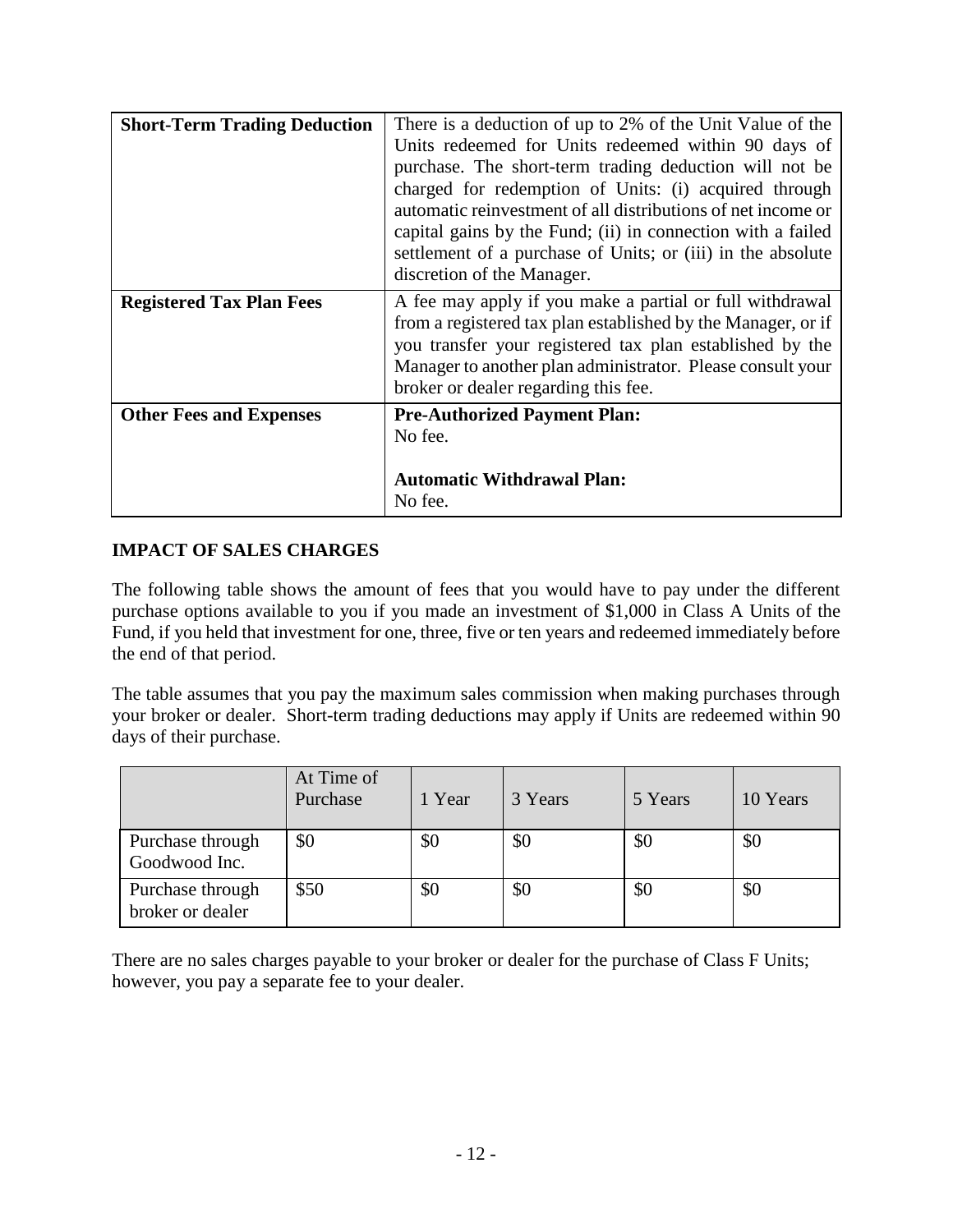| **Short-Term Trading Deduction** | There is a deduction of up to 2% of the Unit Value of the Units redeemed for Units redeemed within 90 days of purchase. The short-term trading deduction will not be charged for redemption of Units: (i) acquired through automatic reinvestment of all distributions of net income or capital gains by the Fund; (ii) in connection with a failed settlement of a purchase of Units; or (iii) in the absolute discretion of the Manager. |
|---|---|
| **Registered Tax Plan Fees** | A fee may apply if you make a partial or full withdrawal from a registered tax plan established by the Manager, or if you transfer your registered tax plan established by the Manager to another plan administrator. Please consult your broker or dealer regarding this fee. |
| **Other Fees and Expenses** | **Pre-Authorized Payment Plan:**<br>No fee.<br><br>**Automatic Withdrawal Plan:**<br>No fee. |

## IMPACT OF SALES CHARGES

The following table shows the amount of fees that you would have to pay under the different purchase options available to you if you made an investment of $1,000 in Class A Units of the Fund, if you held that investment for one, three, five or ten years and redeemed immediately before the end of that period.

The table assumes that you pay the maximum sales commission when making purchases through your broker or dealer. Short-term trading deductions may apply if Units are redeemed within 90 days of their purchase.

| | At Time of Purchase | 1 Year | 3 Years | 5 Years | 10 Years |
|---|---|---|---|---|---|
| Purchase through Goodwood Inc. | $0 | $0 | $0 | $0 | $0 |
| Purchase through broker or dealer | $50 | $0 | $0 | $0 | $0 |

There are no sales charges payable to your broker or dealer for the purchase of Class F Units; however, you pay a separate fee to your dealer.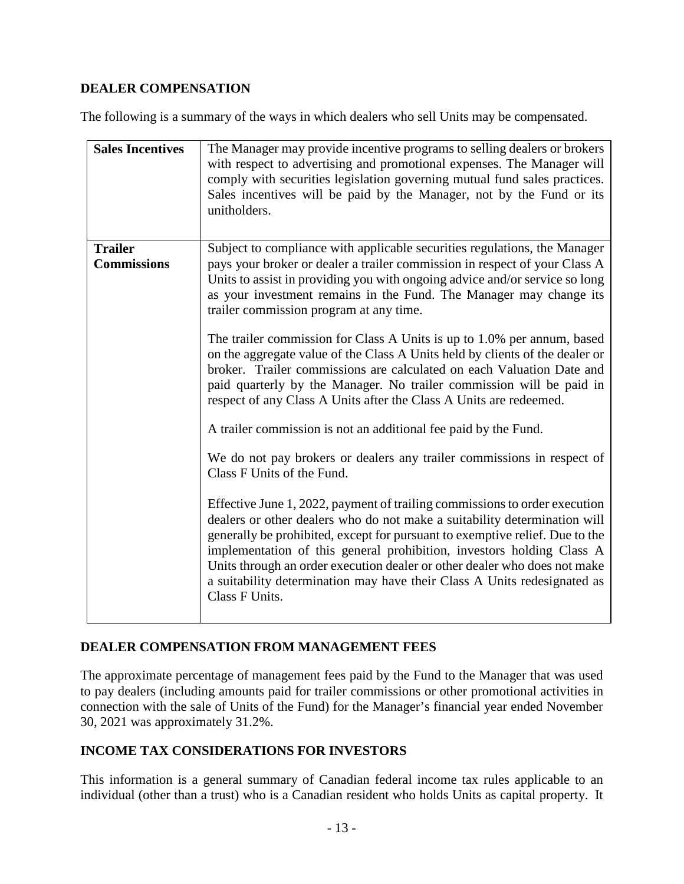## DEALER COMPENSATION

The following is a summary of the ways in which dealers who sell Units may be compensated.

| | |
|---|---|
| **Sales Incentives** | The Manager may provide incentive programs to selling dealers or brokers with respect to advertising and promotional expenses. The Manager will comply with securities legislation governing mutual fund sales practices. Sales incentives will be paid by the Manager, not by the Fund or its unitholders. |
| **Trailer Commissions** | Subject to compliance with applicable securities regulations, the Manager pays your broker or dealer a trailer commission in respect of your Class A Units to assist in providing you with ongoing advice and/or service so long as your investment remains in the Fund. The Manager may change its trailer commission program at any time.<br><br>The trailer commission for Class A Units is up to 1.0% per annum, based on the aggregate value of the Class A Units held by clients of the dealer or broker. Trailer commissions are calculated on each Valuation Date and paid quarterly by the Manager. No trailer commission will be paid in respect of any Class A Units after the Class A Units are redeemed.<br><br>A trailer commission is not an additional fee paid by the Fund.<br><br>We do not pay brokers or dealers any trailer commissions in respect of Class F Units of the Fund.<br><br>Effective June 1, 2022, payment of trailing commissions to order execution dealers or other dealers who do not make a suitability determination will generally be prohibited, except for pursuant to exemptive relief. Due to the implementation of this general prohibition, investors holding Class A Units through an order execution dealer or other dealer who does not make a suitability determination may have their Class A Units redesignated as Class F Units. |

## DEALER COMPENSATION FROM MANAGEMENT FEES

The approximate percentage of management fees paid by the Fund to the Manager that was used to pay dealers (including amounts paid for trailer commissions or other promotional activities in connection with the sale of Units of the Fund) for the Manager's financial year ended November 30, 2021 was approximately 31.2%.

## INCOME TAX CONSIDERATIONS FOR INVESTORS

This information is a general summary of Canadian federal income tax rules applicable to an individual (other than a trust) who is a Canadian resident who holds Units as capital property. It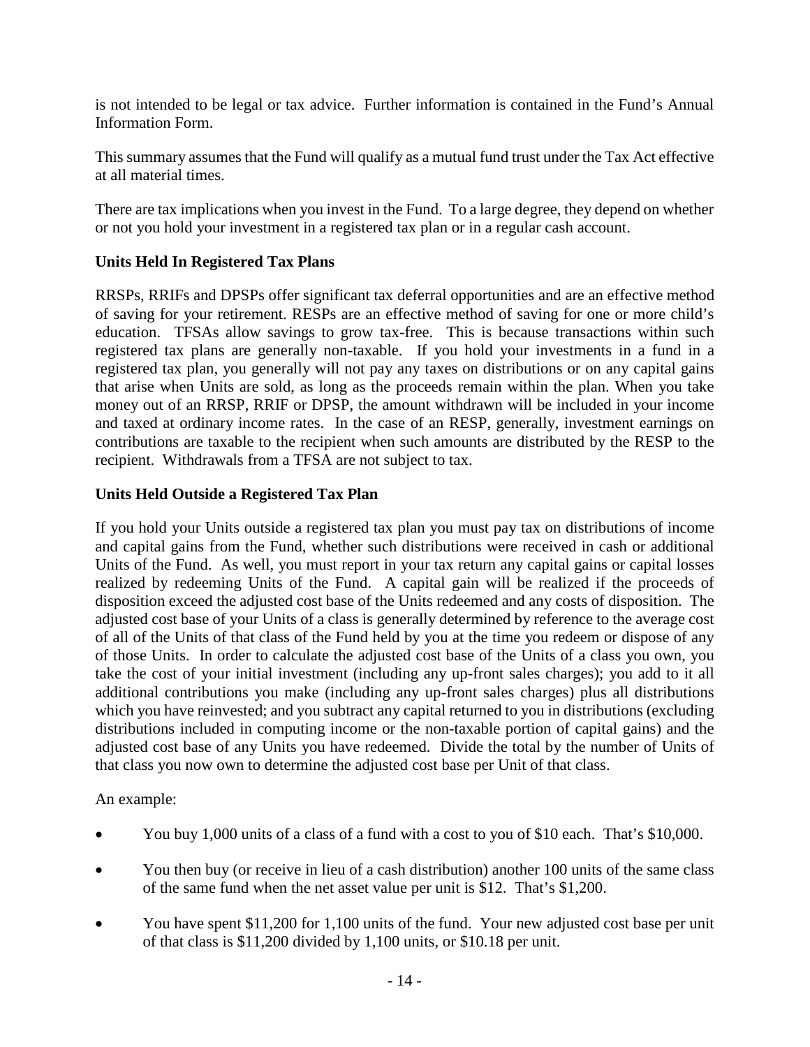is not intended to be legal or tax advice. Further information is contained in the Fund's Annual Information Form.

This summary assumes that the Fund will qualify as a mutual fund trust under the Tax Act effective at all material times.

There are tax implications when you invest in the Fund. To a large degree, they depend on whether or not you hold your investment in a registered tax plan or in a regular cash account.

### Units Held In Registered Tax Plans

RRSPs, RRIFs and DPSPs offer significant tax deferral opportunities and are an effective method of saving for your retirement. RESPs are an effective method of saving for one or more child's education. TFSAs allow savings to grow tax-free. This is because transactions within such registered tax plans are generally non-taxable. If you hold your investments in a fund in a registered tax plan, you generally will not pay any taxes on distributions or on any capital gains that arise when Units are sold, as long as the proceeds remain within the plan. When you take money out of an RRSP, RRIF or DPSP, the amount withdrawn will be included in your income and taxed at ordinary income rates. In the case of an RESP, generally, investment earnings on contributions are taxable to the recipient when such amounts are distributed by the RESP to the recipient. Withdrawals from a TFSA are not subject to tax.

### Units Held Outside a Registered Tax Plan

If you hold your Units outside a registered tax plan you must pay tax on distributions of income and capital gains from the Fund, whether such distributions were received in cash or additional Units of the Fund. As well, you must report in your tax return any capital gains or capital losses realized by redeeming Units of the Fund. A capital gain will be realized if the proceeds of disposition exceed the adjusted cost base of the Units redeemed and any costs of disposition. The adjusted cost base of your Units of a class is generally determined by reference to the average cost of all of the Units of that class of the Fund held by you at the time you redeem or dispose of any of those Units. In order to calculate the adjusted cost base of the Units of a class you own, you take the cost of your initial investment (including any up-front sales charges); you add to it all additional contributions you make (including any up-front sales charges) plus all distributions which you have reinvested; and you subtract any capital returned to you in distributions (excluding distributions included in computing income or the non-taxable portion of capital gains) and the adjusted cost base of any Units you have redeemed. Divide the total by the number of Units of that class you now own to determine the adjusted cost base per Unit of that class.

An example:

- You buy 1,000 units of a class of a fund with a cost to you of $10 each. That's $10,000.
- You then buy (or receive in lieu of a cash distribution) another 100 units of the same class of the same fund when the net asset value per unit is $12. That's $1,200.
- You have spent $11,200 for 1,100 units of the fund. Your new adjusted cost base per unit of that class is $11,200 divided by 1,100 units, or $10.18 per unit.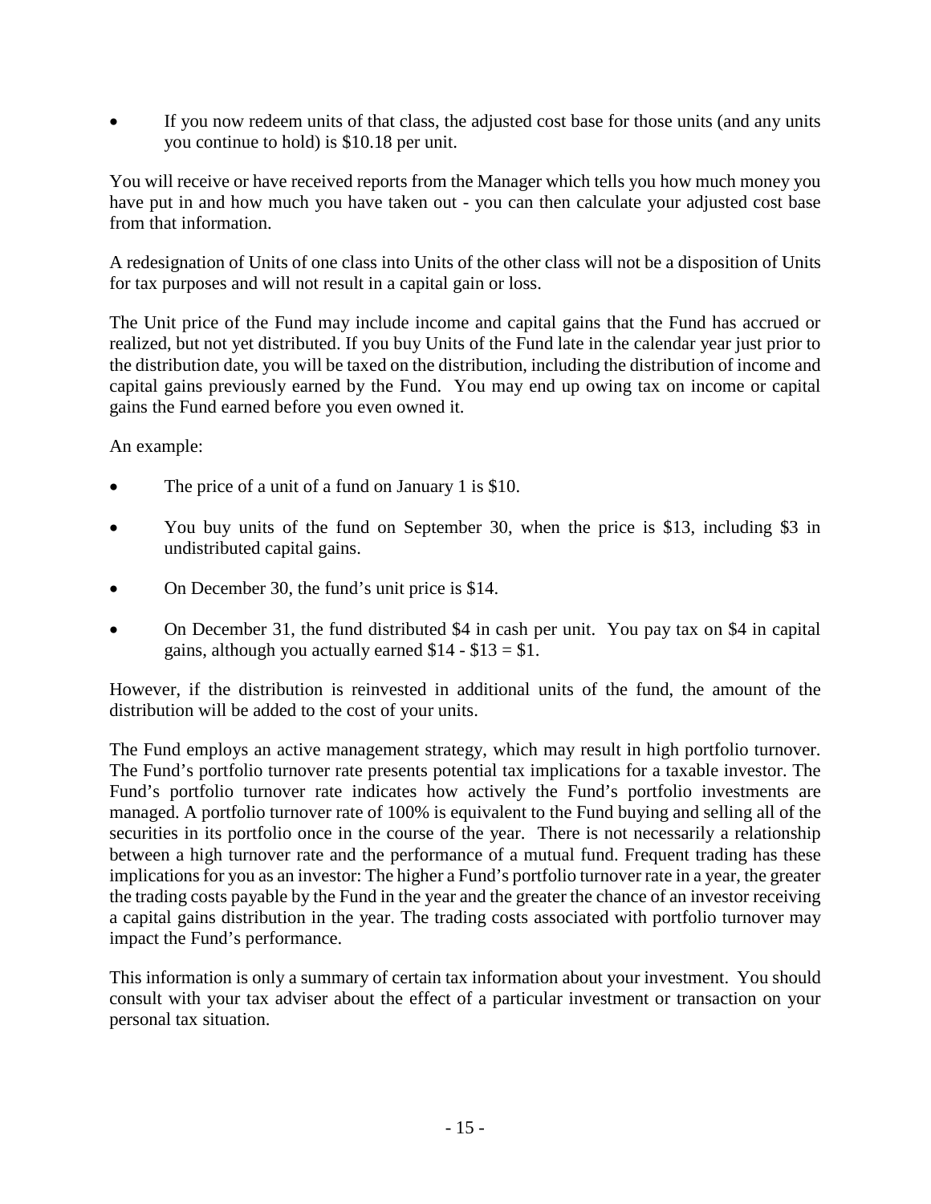- If you now redeem units of that class, the adjusted cost base for those units (and any units you continue to hold) is $10.18 per unit.

You will receive or have received reports from the Manager which tells you how much money you have put in and how much you have taken out - you can then calculate your adjusted cost base from that information.

A redesignation of Units of one class into Units of the other class will not be a disposition of Units for tax purposes and will not result in a capital gain or loss.

The Unit price of the Fund may include income and capital gains that the Fund has accrued or realized, but not yet distributed. If you buy Units of the Fund late in the calendar year just prior to the distribution date, you will be taxed on the distribution, including the distribution of income and capital gains previously earned by the Fund. You may end up owing tax on income or capital gains the Fund earned before you even owned it.

An example:

- The price of a unit of a fund on January 1 is $10.
- You buy units of the fund on September 30, when the price is $13, including $3 in undistributed capital gains.
- On December 30, the fund's unit price is $14.
- On December 31, the fund distributed $4 in cash per unit. You pay tax on $4 in capital gains, although you actually earned $14 - $13 = $1.

However, if the distribution is reinvested in additional units of the fund, the amount of the distribution will be added to the cost of your units.

The Fund employs an active management strategy, which may result in high portfolio turnover. The Fund's portfolio turnover rate presents potential tax implications for a taxable investor. The Fund's portfolio turnover rate indicates how actively the Fund's portfolio investments are managed. A portfolio turnover rate of 100% is equivalent to the Fund buying and selling all of the securities in its portfolio once in the course of the year. There is not necessarily a relationship between a high turnover rate and the performance of a mutual fund. Frequent trading has these implications for you as an investor: The higher a Fund's portfolio turnover rate in a year, the greater the trading costs payable by the Fund in the year and the greater the chance of an investor receiving a capital gains distribution in the year. The trading costs associated with portfolio turnover may impact the Fund's performance.

This information is only a summary of certain tax information about your investment. You should consult with your tax adviser about the effect of a particular investment or transaction on your personal tax situation.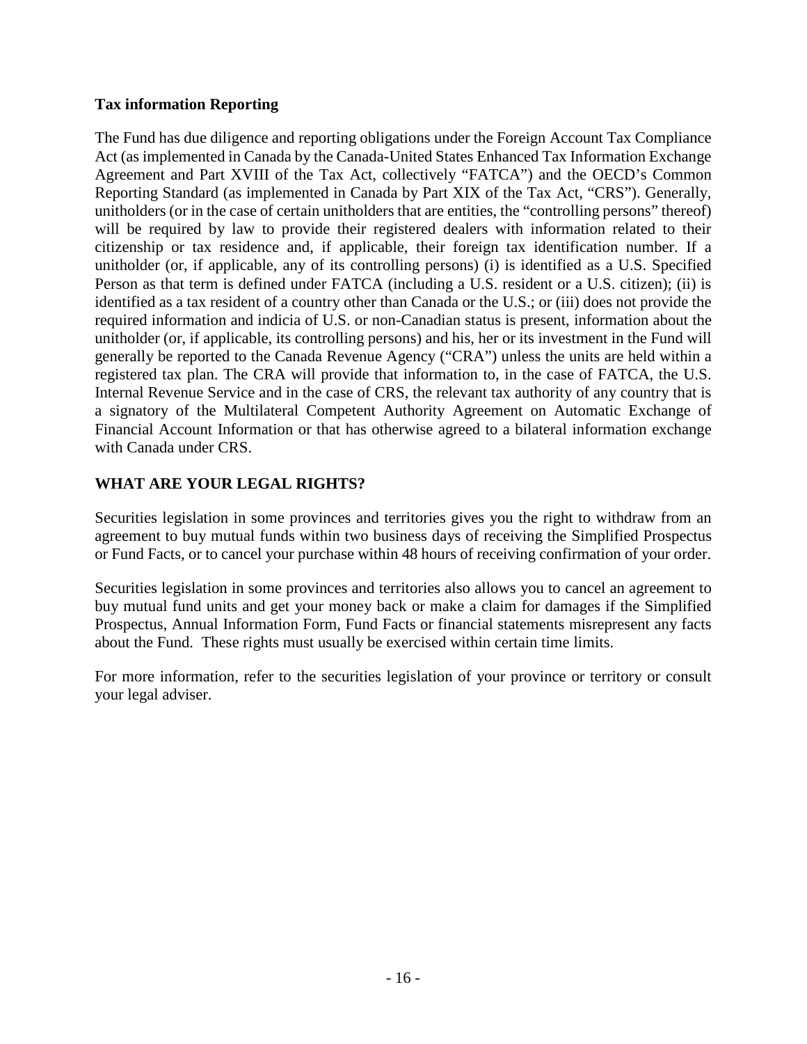### Tax information Reporting

The Fund has due diligence and reporting obligations under the Foreign Account Tax Compliance Act (as implemented in Canada by the Canada-United States Enhanced Tax Information Exchange Agreement and Part XVIII of the Tax Act, collectively "FATCA") and the OECD's Common Reporting Standard (as implemented in Canada by Part XIX of the Tax Act, "CRS"). Generally, unitholders (or in the case of certain unitholders that are entities, the "controlling persons" thereof) will be required by law to provide their registered dealers with information related to their citizenship or tax residence and, if applicable, their foreign tax identification number. If a unitholder (or, if applicable, any of its controlling persons) (i) is identified as a U.S. Specified Person as that term is defined under FATCA (including a U.S. resident or a U.S. citizen); (ii) is identified as a tax resident of a country other than Canada or the U.S.; or (iii) does not provide the required information and indicia of U.S. or non-Canadian status is present, information about the unitholder (or, if applicable, its controlling persons) and his, her or its investment in the Fund will generally be reported to the Canada Revenue Agency ("CRA") unless the units are held within a registered tax plan. The CRA will provide that information to, in the case of FATCA, the U.S. Internal Revenue Service and in the case of CRS, the relevant tax authority of any country that is a signatory of the Multilateral Competent Authority Agreement on Automatic Exchange of Financial Account Information or that has otherwise agreed to a bilateral information exchange with Canada under CRS.

## WHAT ARE YOUR LEGAL RIGHTS?

Securities legislation in some provinces and territories gives you the right to withdraw from an agreement to buy mutual funds within two business days of receiving the Simplified Prospectus or Fund Facts, or to cancel your purchase within 48 hours of receiving confirmation of your order.

Securities legislation in some provinces and territories also allows you to cancel an agreement to buy mutual fund units and get your money back or make a claim for damages if the Simplified Prospectus, Annual Information Form, Fund Facts or financial statements misrepresent any facts about the Fund. These rights must usually be exercised within certain time limits.

For more information, refer to the securities legislation of your province or territory or consult your legal adviser.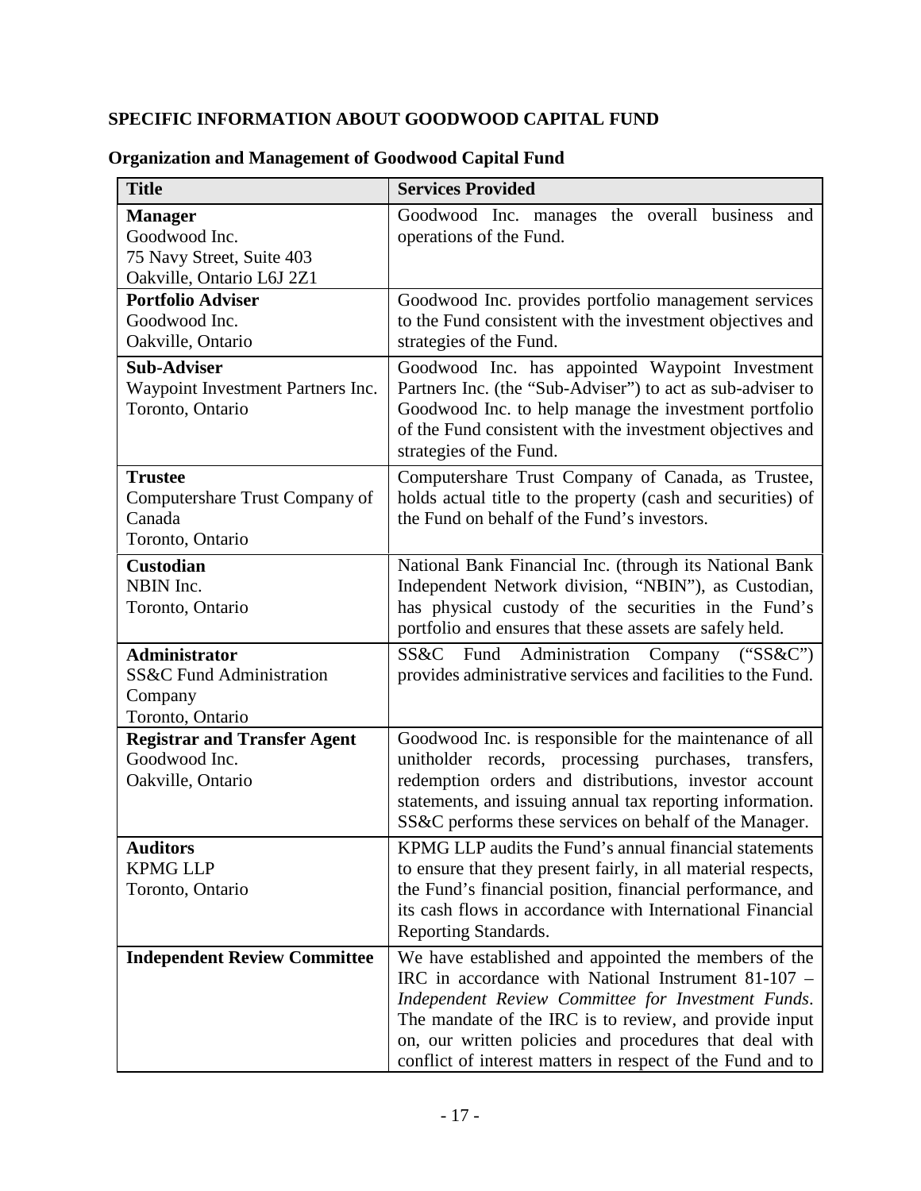## SPECIFIC INFORMATION ABOUT GOODWOOD CAPITAL FUND

### Organization and Management of Goodwood Capital Fund

| Title | Services Provided |
|---|---|
| **Manager**<br>Goodwood Inc.<br>75 Navy Street, Suite 403<br>Oakville, Ontario L6J 2Z1 | Goodwood Inc. manages the overall business and operations of the Fund. |
| **Portfolio Adviser**<br>Goodwood Inc.<br>Oakville, Ontario | Goodwood Inc. provides portfolio management services to the Fund consistent with the investment objectives and strategies of the Fund. |
| **Sub-Adviser**<br>Waypoint Investment Partners Inc.<br>Toronto, Ontario | Goodwood Inc. has appointed Waypoint Investment Partners Inc. (the "Sub-Adviser") to act as sub-adviser to Goodwood Inc. to help manage the investment portfolio of the Fund consistent with the investment objectives and strategies of the Fund. |
| **Trustee**<br>Computershare Trust Company of Canada<br>Toronto, Ontario | Computershare Trust Company of Canada, as Trustee, holds actual title to the property (cash and securities) of the Fund on behalf of the Fund's investors. |
| **Custodian**<br>NBIN Inc.<br>Toronto, Ontario | National Bank Financial Inc. (through its National Bank Independent Network division, "NBIN"), as Custodian, has physical custody of the securities in the Fund's portfolio and ensures that these assets are safely held. |
| **Administrator**<br>SS&C Fund Administration Company<br>Toronto, Ontario | SS&C Fund Administration Company ("SS&C") provides administrative services and facilities to the Fund. |
| **Registrar and Transfer Agent**<br>Goodwood Inc.<br>Oakville, Ontario | Goodwood Inc. is responsible for the maintenance of all unitholder records, processing purchases, transfers, redemption orders and distributions, investor account statements, and issuing annual tax reporting information. SS&C performs these services on behalf of the Manager. |
| **Auditors**<br>KPMG LLP<br>Toronto, Ontario | KPMG LLP audits the Fund's annual financial statements to ensure that they present fairly, in all material respects, the Fund's financial position, financial performance, and its cash flows in accordance with International Financial Reporting Standards. |
| **Independent Review Committee** | We have established and appointed the members of the IRC in accordance with National Instrument 81-107 – *Independent Review Committee for Investment Funds*. The mandate of the IRC is to review, and provide input on, our written policies and procedures that deal with conflict of interest matters in respect of the Fund and to |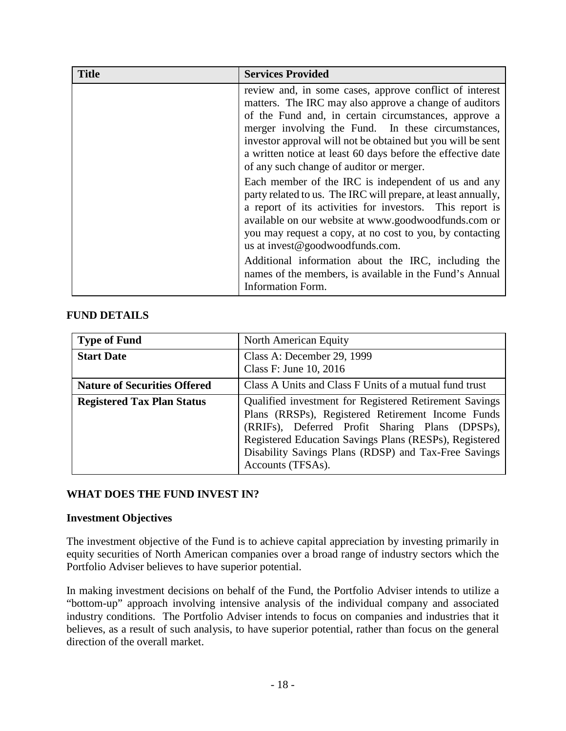| Title | Services Provided |
| --- | --- |
| | review and, in some cases, approve conflict of interest matters. The IRC may also approve a change of auditors of the Fund and, in certain circumstances, approve a merger involving the Fund. In these circumstances, investor approval will not be obtained but you will be sent a written notice at least 60 days before the effective date of any such change of auditor or merger.<br><br>Each member of the IRC is independent of us and any party related to us. The IRC will prepare, at least annually, a report of its activities for investors. This report is available on our website at www.goodwoodfunds.com or you may request a copy, at no cost to you, by contacting us at invest@goodwoodfunds.com.<br><br>Additional information about the IRC, including the names of the members, is available in the Fund's Annual Information Form. |

## FUND DETAILS

| Type of Fund | North American Equity |
| --- | --- |
| **Start Date** | Class A: December 29, 1999<br>Class F: June 10, 2016 |
| **Nature of Securities Offered** | Class A Units and Class F Units of a mutual fund trust |
| **Registered Tax Plan Status** | Qualified investment for Registered Retirement Savings Plans (RRSPs), Registered Retirement Income Funds (RRIFs), Deferred Profit Sharing Plans (DPSPs), Registered Education Savings Plans (RESPs), Registered Disability Savings Plans (RDSP) and Tax-Free Savings Accounts (TFSAs). |

## WHAT DOES THE FUND INVEST IN?

### Investment Objectives

The investment objective of the Fund is to achieve capital appreciation by investing primarily in equity securities of North American companies over a broad range of industry sectors which the Portfolio Adviser believes to have superior potential.

In making investment decisions on behalf of the Fund, the Portfolio Adviser intends to utilize a "bottom-up" approach involving intensive analysis of the individual company and associated industry conditions. The Portfolio Adviser intends to focus on companies and industries that it believes, as a result of such analysis, to have superior potential, rather than focus on the general direction of the overall market.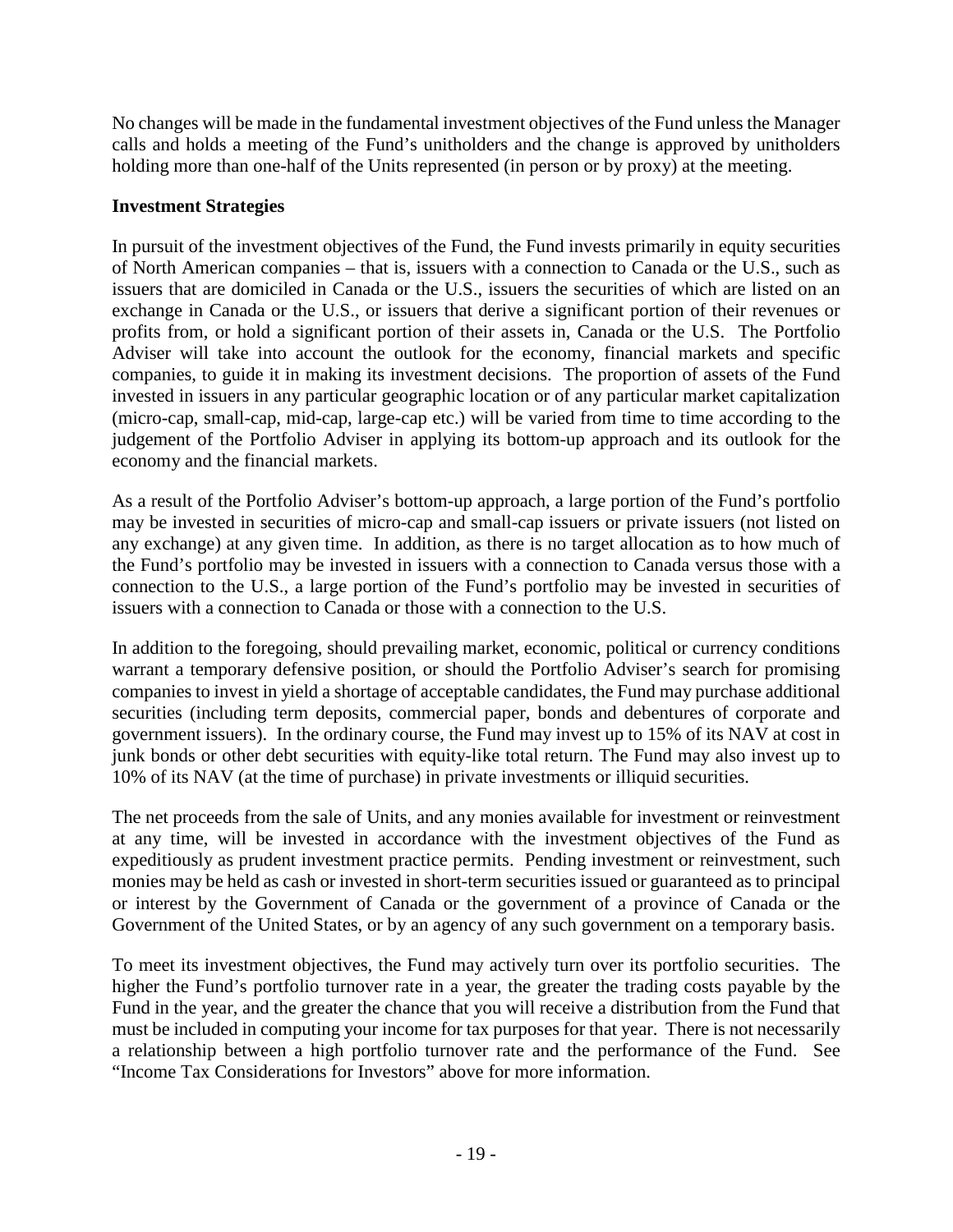No changes will be made in the fundamental investment objectives of the Fund unless the Manager calls and holds a meeting of the Fund's unitholders and the change is approved by unitholders holding more than one-half of the Units represented (in person or by proxy) at the meeting.

**Investment Strategies**

In pursuit of the investment objectives of the Fund, the Fund invests primarily in equity securities of North American companies – that is, issuers with a connection to Canada or the U.S., such as issuers that are domiciled in Canada or the U.S., issuers the securities of which are listed on an exchange in Canada or the U.S., or issuers that derive a significant portion of their revenues or profits from, or hold a significant portion of their assets in, Canada or the U.S. The Portfolio Adviser will take into account the outlook for the economy, financial markets and specific companies, to guide it in making its investment decisions. The proportion of assets of the Fund invested in issuers in any particular geographic location or of any particular market capitalization (micro-cap, small-cap, mid-cap, large-cap etc.) will be varied from time to time according to the judgement of the Portfolio Adviser in applying its bottom-up approach and its outlook for the economy and the financial markets.

As a result of the Portfolio Adviser's bottom-up approach, a large portion of the Fund's portfolio may be invested in securities of micro-cap and small-cap issuers or private issuers (not listed on any exchange) at any given time. In addition, as there is no target allocation as to how much of the Fund's portfolio may be invested in issuers with a connection to Canada versus those with a connection to the U.S., a large portion of the Fund's portfolio may be invested in securities of issuers with a connection to Canada or those with a connection to the U.S.

In addition to the foregoing, should prevailing market, economic, political or currency conditions warrant a temporary defensive position, or should the Portfolio Adviser's search for promising companies to invest in yield a shortage of acceptable candidates, the Fund may purchase additional securities (including term deposits, commercial paper, bonds and debentures of corporate and government issuers). In the ordinary course, the Fund may invest up to 15% of its NAV at cost in junk bonds or other debt securities with equity-like total return. The Fund may also invest up to 10% of its NAV (at the time of purchase) in private investments or illiquid securities.

The net proceeds from the sale of Units, and any monies available for investment or reinvestment at any time, will be invested in accordance with the investment objectives of the Fund as expeditiously as prudent investment practice permits. Pending investment or reinvestment, such monies may be held as cash or invested in short-term securities issued or guaranteed as to principal or interest by the Government of Canada or the government of a province of Canada or the Government of the United States, or by an agency of any such government on a temporary basis.

To meet its investment objectives, the Fund may actively turn over its portfolio securities. The higher the Fund's portfolio turnover rate in a year, the greater the trading costs payable by the Fund in the year, and the greater the chance that you will receive a distribution from the Fund that must be included in computing your income for tax purposes for that year. There is not necessarily a relationship between a high portfolio turnover rate and the performance of the Fund. See "Income Tax Considerations for Investors" above for more information.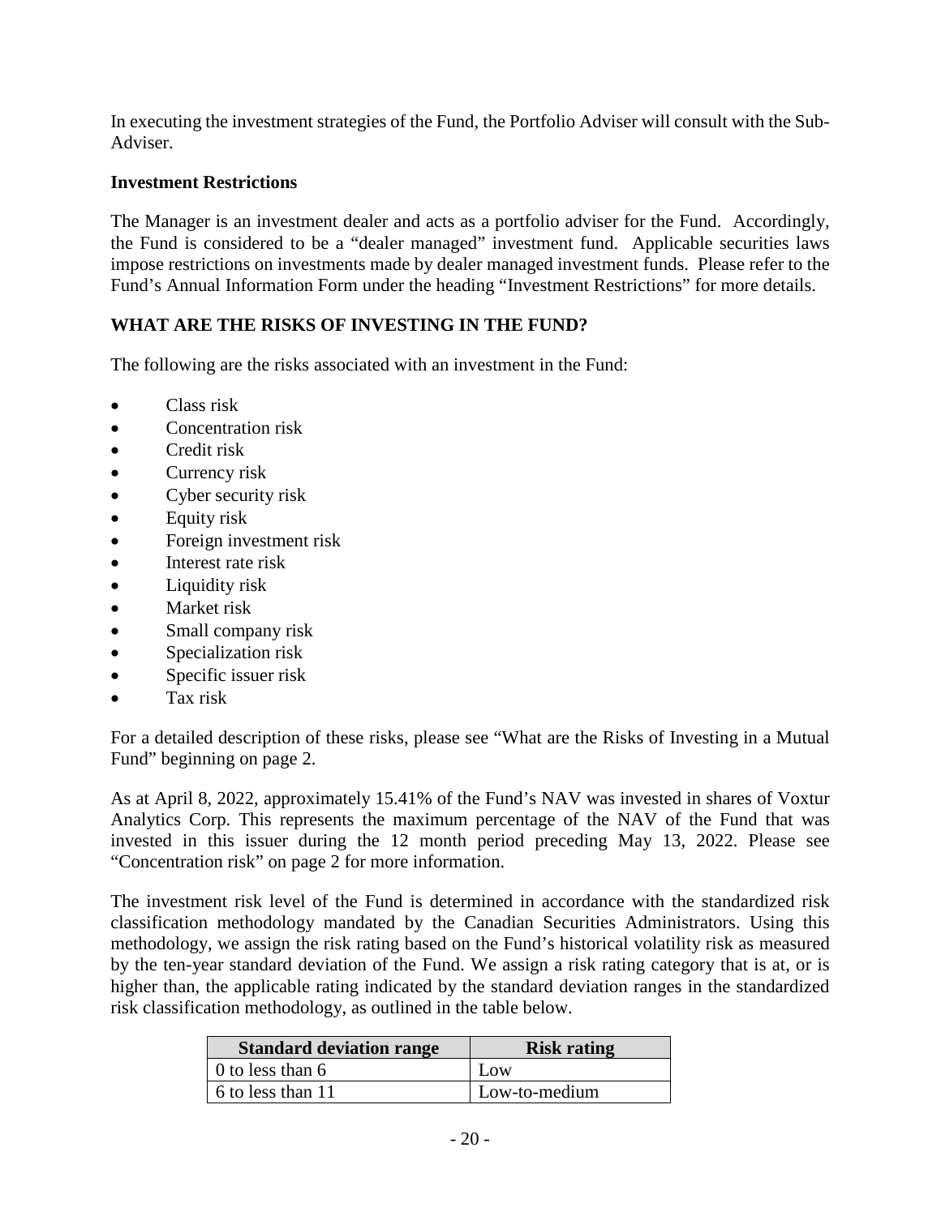In executing the investment strategies of the Fund, the Portfolio Adviser will consult with the Sub-Adviser.

**Investment Restrictions**

The Manager is an investment dealer and acts as a portfolio adviser for the Fund. Accordingly, the Fund is considered to be a "dealer managed" investment fund. Applicable securities laws impose restrictions on investments made by dealer managed investment funds. Please refer to the Fund's Annual Information Form under the heading "Investment Restrictions" for more details.

## WHAT ARE THE RISKS OF INVESTING IN THE FUND?

The following are the risks associated with an investment in the Fund:

- Class risk
- Concentration risk
- Credit risk
- Currency risk
- Cyber security risk
- Equity risk
- Foreign investment risk
- Interest rate risk
- Liquidity risk
- Market risk
- Small company risk
- Specialization risk
- Specific issuer risk
- Tax risk

For a detailed description of these risks, please see "What are the Risks of Investing in a Mutual Fund" beginning on page 2.

As at April 8, 2022, approximately 15.41% of the Fund's NAV was invested in shares of Voxtur Analytics Corp. This represents the maximum percentage of the NAV of the Fund that was invested in this issuer during the 12 month period preceding May 13, 2022. Please see "Concentration risk" on page 2 for more information.

The investment risk level of the Fund is determined in accordance with the standardized risk classification methodology mandated by the Canadian Securities Administrators. Using this methodology, we assign the risk rating based on the Fund's historical volatility risk as measured by the ten-year standard deviation of the Fund. We assign a risk rating category that is at, or is higher than, the applicable rating indicated by the standard deviation ranges in the standardized risk classification methodology, as outlined in the table below.

| Standard deviation range | Risk rating |
|---|---|
| 0 to less than 6 | Low |
| 6 to less than 11 | Low-to-medium |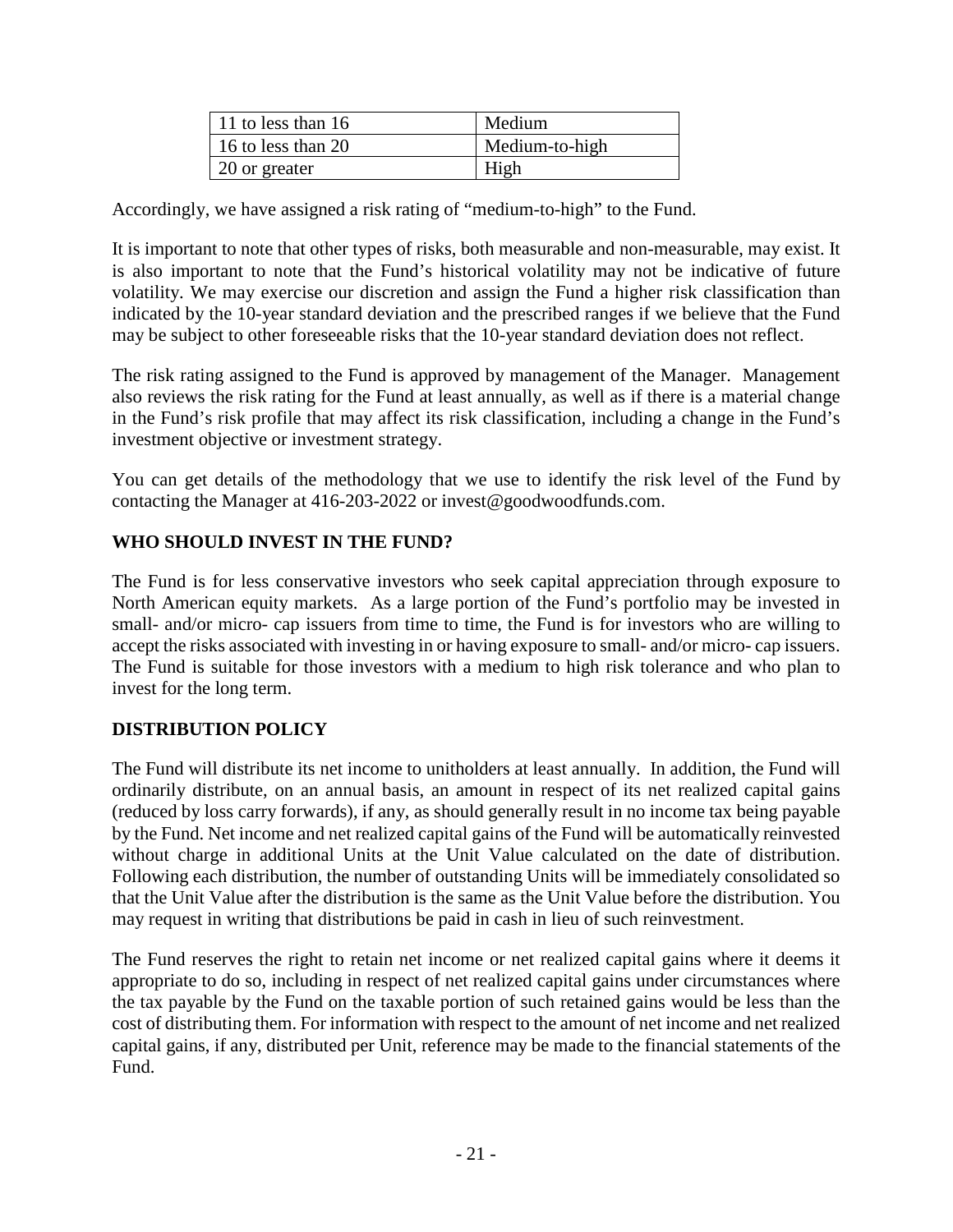| 11 to less than 16 | Medium |
| --- | --- |
| 16 to less than 20 | Medium-to-high |
| 20 or greater | High |

Accordingly, we have assigned a risk rating of "medium-to-high" to the Fund.

It is important to note that other types of risks, both measurable and non-measurable, may exist. It is also important to note that the Fund's historical volatility may not be indicative of future volatility. We may exercise our discretion and assign the Fund a higher risk classification than indicated by the 10-year standard deviation and the prescribed ranges if we believe that the Fund may be subject to other foreseeable risks that the 10-year standard deviation does not reflect.

The risk rating assigned to the Fund is approved by management of the Manager. Management also reviews the risk rating for the Fund at least annually, as well as if there is a material change in the Fund's risk profile that may affect its risk classification, including a change in the Fund's investment objective or investment strategy.

You can get details of the methodology that we use to identify the risk level of the Fund by contacting the Manager at 416-203-2022 or invest@goodwoodfunds.com.

## WHO SHOULD INVEST IN THE FUND?

The Fund is for less conservative investors who seek capital appreciation through exposure to North American equity markets. As a large portion of the Fund's portfolio may be invested in small- and/or micro- cap issuers from time to time, the Fund is for investors who are willing to accept the risks associated with investing in or having exposure to small- and/or micro- cap issuers. The Fund is suitable for those investors with a medium to high risk tolerance and who plan to invest for the long term.

## DISTRIBUTION POLICY

The Fund will distribute its net income to unitholders at least annually. In addition, the Fund will ordinarily distribute, on an annual basis, an amount in respect of its net realized capital gains (reduced by loss carry forwards), if any, as should generally result in no income tax being payable by the Fund. Net income and net realized capital gains of the Fund will be automatically reinvested without charge in additional Units at the Unit Value calculated on the date of distribution. Following each distribution, the number of outstanding Units will be immediately consolidated so that the Unit Value after the distribution is the same as the Unit Value before the distribution. You may request in writing that distributions be paid in cash in lieu of such reinvestment.

The Fund reserves the right to retain net income or net realized capital gains where it deems it appropriate to do so, including in respect of net realized capital gains under circumstances where the tax payable by the Fund on the taxable portion of such retained gains would be less than the cost of distributing them. For information with respect to the amount of net income and net realized capital gains, if any, distributed per Unit, reference may be made to the financial statements of the Fund.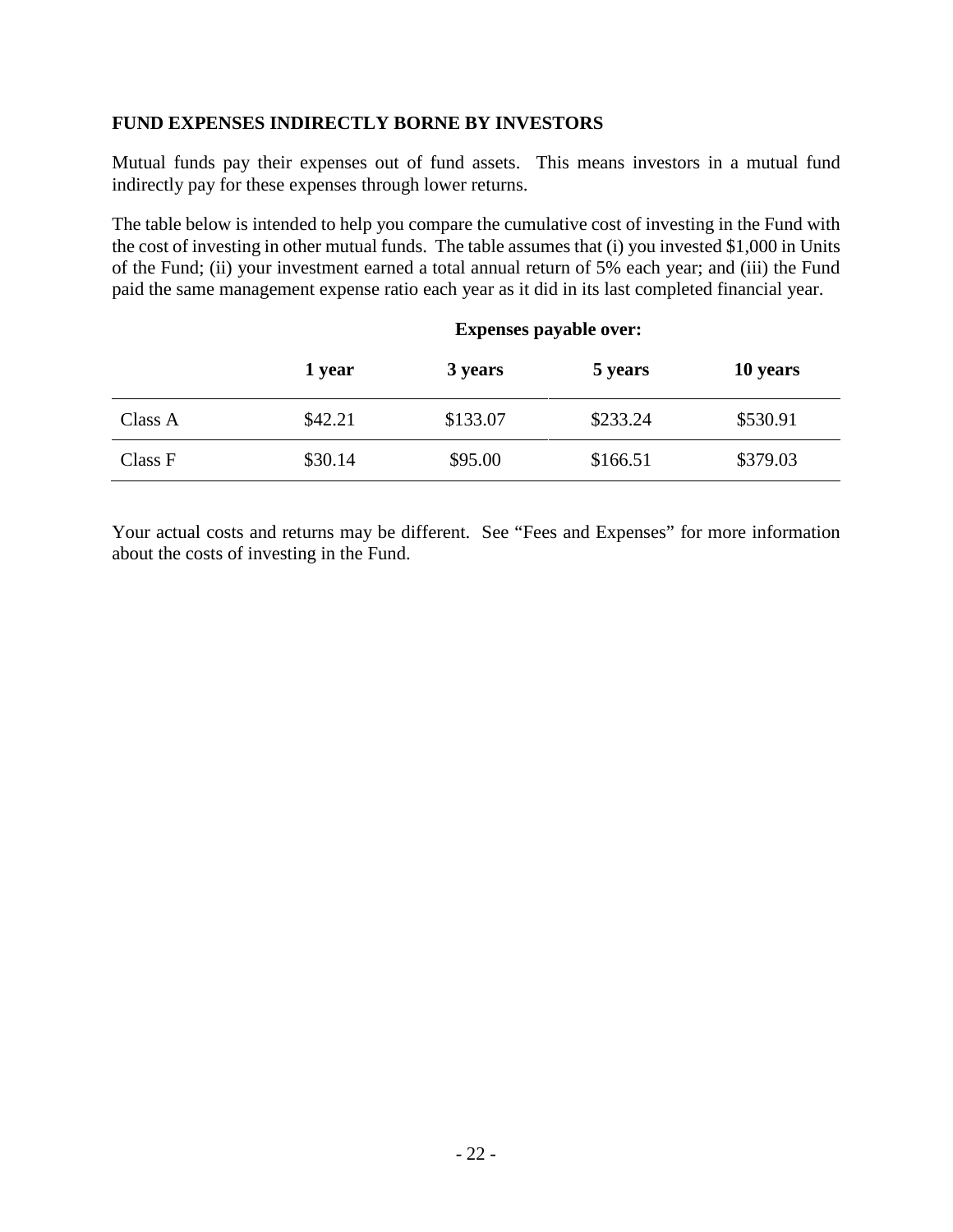## FUND EXPENSES INDIRECTLY BORNE BY INVESTORS

Mutual funds pay their expenses out of fund assets. This means investors in a mutual fund indirectly pay for these expenses through lower returns.

The table below is intended to help you compare the cumulative cost of investing in the Fund with the cost of investing in other mutual funds. The table assumes that (i) you invested $1,000 in Units of the Fund; (ii) your investment earned a total annual return of 5% each year; and (iii) the Fund paid the same management expense ratio each year as it did in its last completed financial year.

| | Expenses payable over: | | | |
|---|---|---|---|---|
| | **1 year** | **3 years** | **5 years** | **10 years** |
| Class A | $42.21 | $133.07 | $233.24 | $530.91 |
| Class F | $30.14 | $95.00 | $166.51 | $379.03 |

Your actual costs and returns may be different. See "Fees and Expenses" for more information about the costs of investing in the Fund.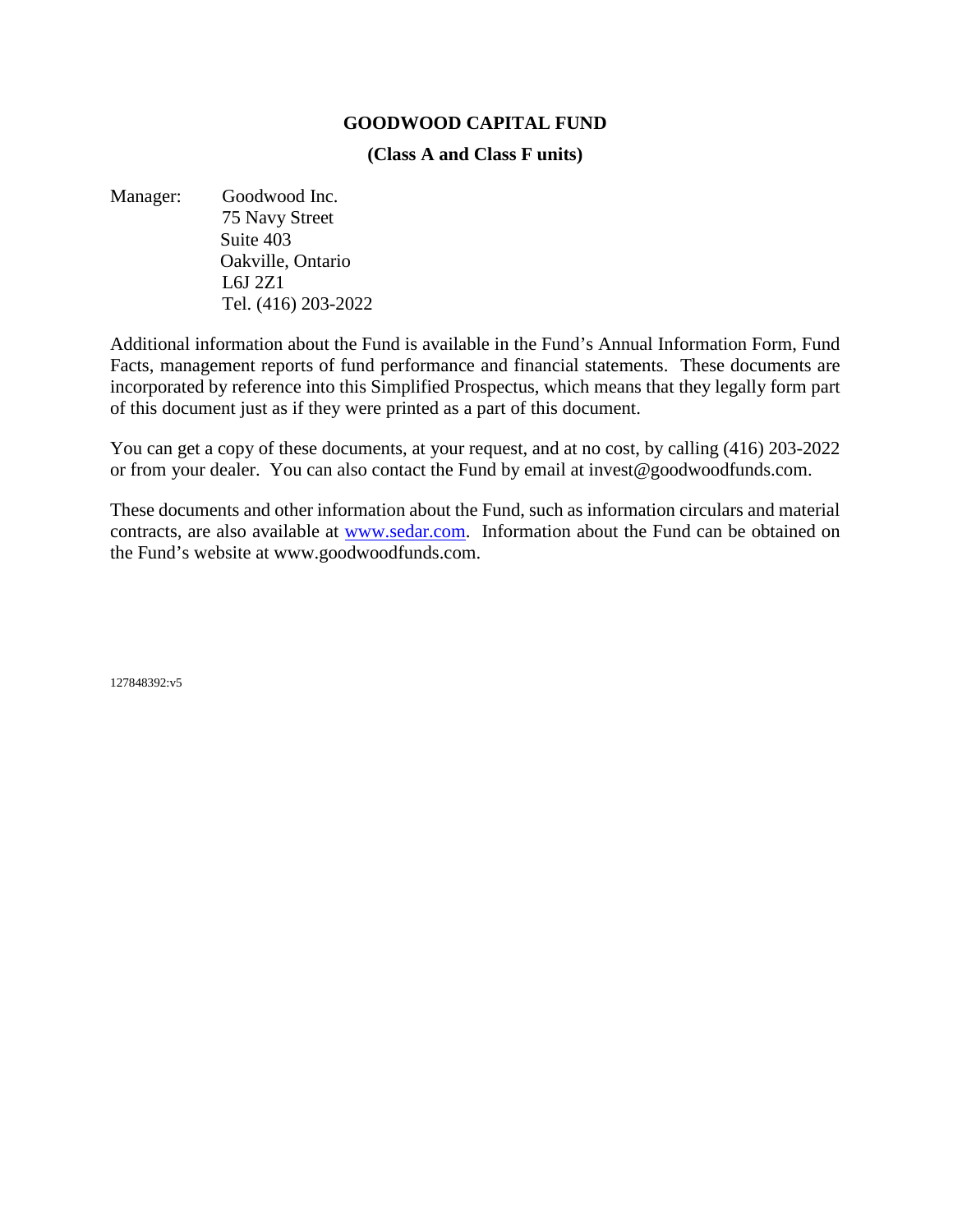**GOODWOOD CAPITAL FUND**

**(Class A and Class F units)**

Manager: Goodwood Inc.
75 Navy Street
Suite 403
Oakville, Ontario
L6J 2Z1
Tel. (416) 203-2022

Additional information about the Fund is available in the Fund's Annual Information Form, Fund Facts, management reports of fund performance and financial statements. These documents are incorporated by reference into this Simplified Prospectus, which means that they legally form part of this document just as if they were printed as a part of this document.

You can get a copy of these documents, at your request, and at no cost, by calling (416) 203-2022 or from your dealer. You can also contact the Fund by email at invest@goodwoodfunds.com.

These documents and other information about the Fund, such as information circulars and material contracts, are also available at www.sedar.com. Information about the Fund can be obtained on the Fund's website at www.goodwoodfunds.com.

127848392:v5